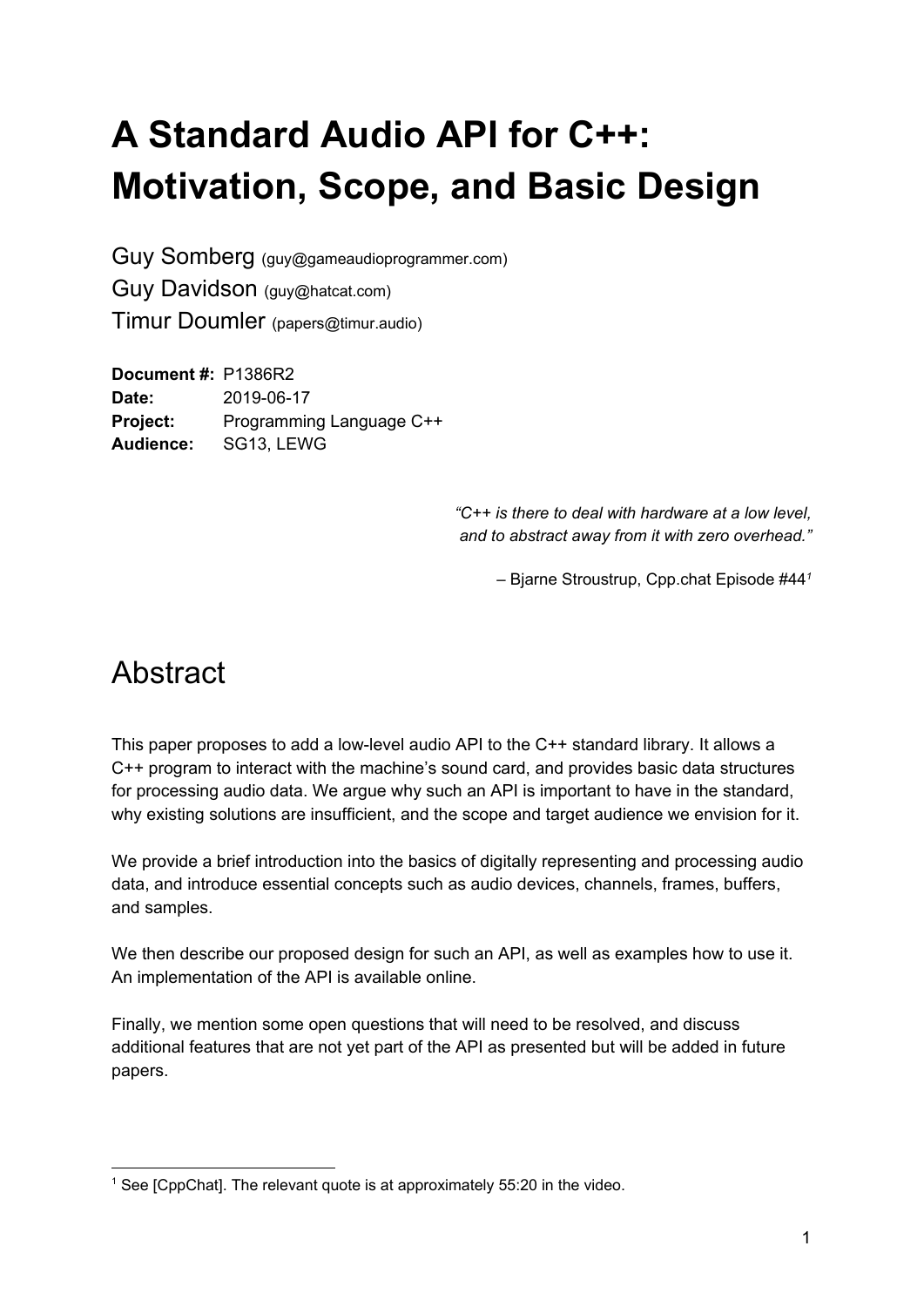# A Standard Audio API for C++: Motivation, Scope, and Basic Design

Guy Somberg (guy@gameaudioprogrammer.com)
Guy Davidson (guy@hatcat.com)
Timur Doumler (papers@timur.audio)

**Document #:** P1386R2
**Date:** 2019-06-17
**Project:** Programming Language C++
**Audience:** SG13, LEWG

> *"C++ is there to deal with hardware at a low level, and to abstract away from it with zero overhead."*
>
> – Bjarne Stroustrup, Cpp.chat Episode #44[1]

## Abstract

This paper proposes to add a low-level audio API to the C++ standard library. It allows a C++ program to interact with the machine's sound card, and provides basic data structures for processing audio data. We argue why such an API is important to have in the standard, why existing solutions are insufficient, and the scope and target audience we envision for it.

We provide a brief introduction into the basics of digitally representing and processing audio data, and introduce essential concepts such as audio devices, channels, frames, buffers, and samples.

We then describe our proposed design for such an API, as well as examples how to use it. An implementation of the API is available online.

Finally, we mention some open questions that will need to be resolved, and discuss additional features that are not yet part of the API as presented but will be added in future papers.

---

[1] See [CppChat]. The relevant quote is at approximately 55:20 in the video.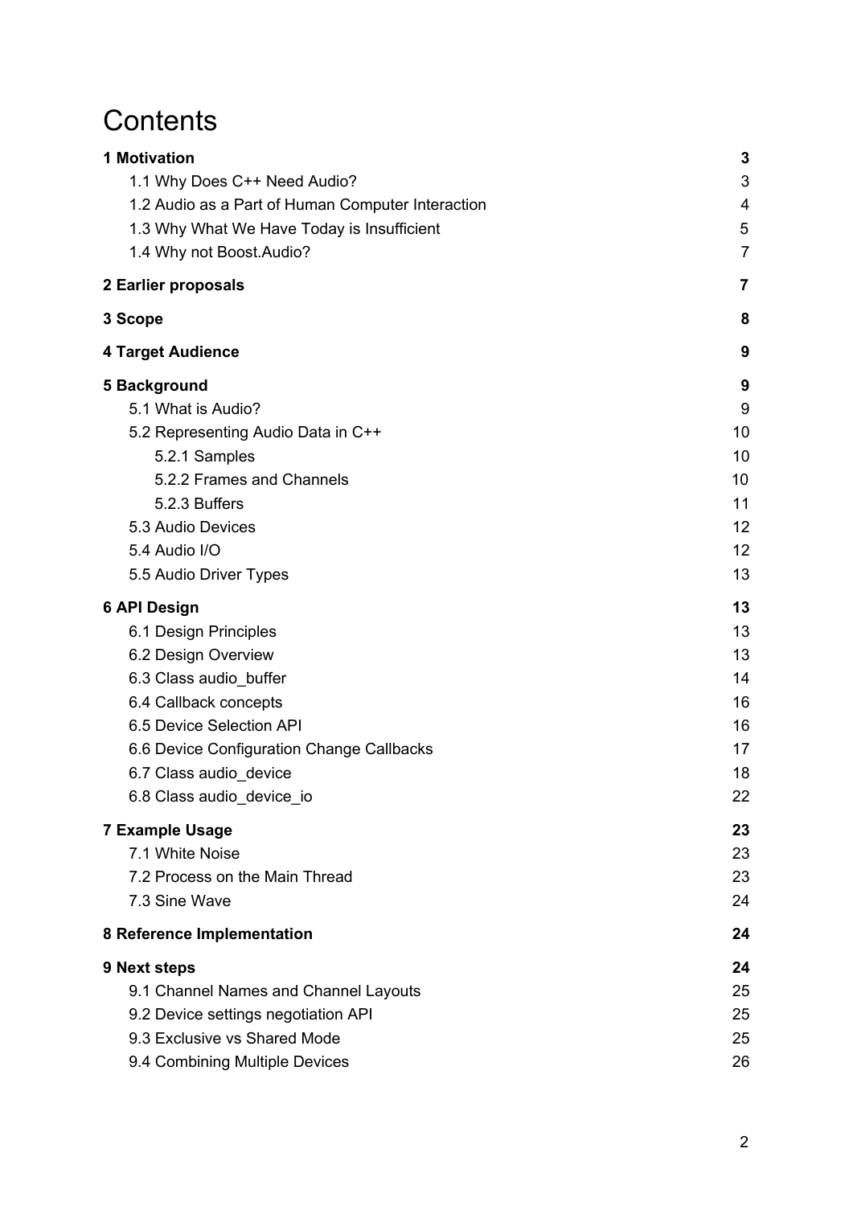# Contents

| | |
|---|---|
| **1 Motivation** | **3** |
| 1.1 Why Does C++ Need Audio? | 3 |
| 1.2 Audio as a Part of Human Computer Interaction | 4 |
| 1.3 Why What We Have Today is Insufficient | 5 |
| 1.4 Why not Boost.Audio? | 7 |
| **2 Earlier proposals** | **7** |
| **3 Scope** | **8** |
| **4 Target Audience** | **9** |
| **5 Background** | **9** |
| 5.1 What is Audio? | 9 |
| 5.2 Representing Audio Data in C++ | 10 |
| 5.2.1 Samples | 10 |
| 5.2.2 Frames and Channels | 10 |
| 5.2.3 Buffers | 11 |
| 5.3 Audio Devices | 12 |
| 5.4 Audio I/O | 12 |
| 5.5 Audio Driver Types | 13 |
| **6 API Design** | **13** |
| 6.1 Design Principles | 13 |
| 6.2 Design Overview | 13 |
| 6.3 Class audio_buffer | 14 |
| 6.4 Callback concepts | 16 |
| 6.5 Device Selection API | 16 |
| 6.6 Device Configuration Change Callbacks | 17 |
| 6.7 Class audio_device | 18 |
| 6.8 Class audio_device_io | 22 |
| **7 Example Usage** | **23** |
| 7.1 White Noise | 23 |
| 7.2 Process on the Main Thread | 23 |
| 7.3 Sine Wave | 24 |
| **8 Reference Implementation** | **24** |
| **9 Next steps** | **24** |
| 9.1 Channel Names and Channel Layouts | 25 |
| 9.2 Device settings negotiation API | 25 |
| 9.3 Exclusive vs Shared Mode | 25 |
| 9.4 Combining Multiple Devices | 26 |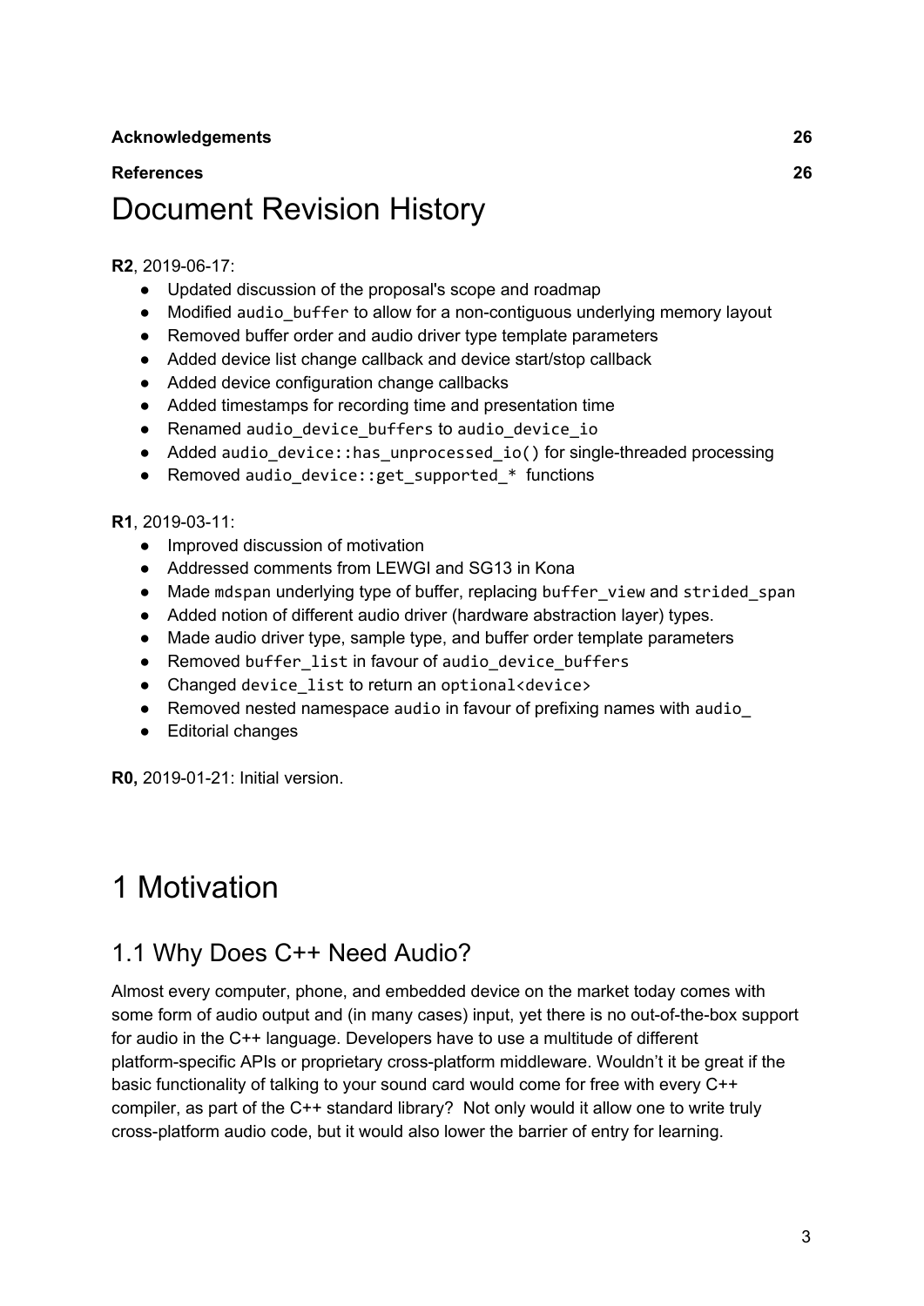**Acknowledgements** **26**

**References** **26**

# Document Revision History

**R2**, 2019-06-17:

- Updated discussion of the proposal's scope and roadmap
- Modified `audio_buffer` to allow for a non-contiguous underlying memory layout
- Removed buffer order and audio driver type template parameters
- Added device list change callback and device start/stop callback
- Added device configuration change callbacks
- Added timestamps for recording time and presentation time
- Renamed `audio_device_buffers` to `audio_device_io`
- Added `audio_device::has_unprocessed_io()` for single-threaded processing
- Removed `audio_device::get_supported_*` functions

**R1**, 2019-03-11:

- Improved discussion of motivation
- Addressed comments from LEWGI and SG13 in Kona
- Made `mdspan` underlying type of buffer, replacing `buffer_view` and `strided_span`
- Added notion of different audio driver (hardware abstraction layer) types.
- Made audio driver type, sample type, and buffer order template parameters
- Removed `buffer_list` in favour of `audio_device_buffers`
- Changed `device_list` to return an `optional<device>`
- Removed nested namespace `audio` in favour of prefixing names with `audio_`
- Editorial changes

**R0,** 2019-01-21: Initial version.

# 1 Motivation

## 1.1 Why Does C++ Need Audio?

Almost every computer, phone, and embedded device on the market today comes with some form of audio output and (in many cases) input, yet there is no out-of-the-box support for audio in the C++ language. Developers have to use a multitude of different platform-specific APIs or proprietary cross-platform middleware. Wouldn't it be great if the basic functionality of talking to your sound card would come for free with every C++ compiler, as part of the C++ standard library? Not only would it allow one to write truly cross-platform audio code, but it would also lower the barrier of entry for learning.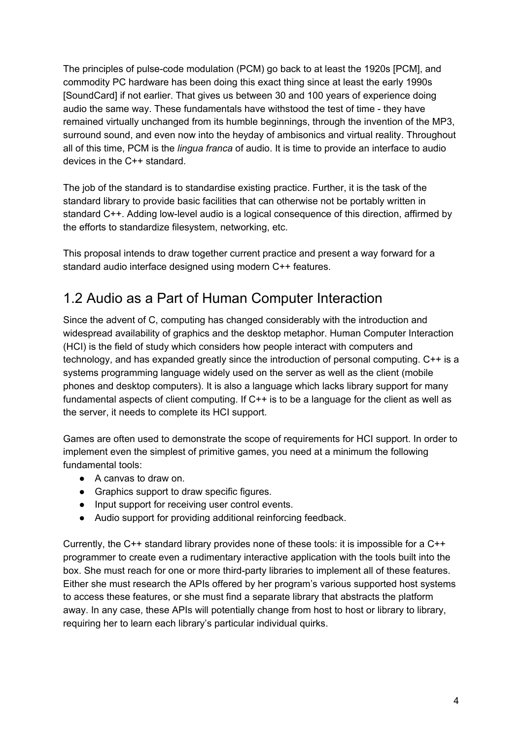The principles of pulse-code modulation (PCM) go back to at least the 1920s [PCM], and commodity PC hardware has been doing this exact thing since at least the early 1990s [SoundCard] if not earlier. That gives us between 30 and 100 years of experience doing audio the same way. These fundamentals have withstood the test of time - they have remained virtually unchanged from its humble beginnings, through the invention of the MP3, surround sound, and even now into the heyday of ambisonics and virtual reality. Throughout all of this time, PCM is the *lingua franca* of audio. It is time to provide an interface to audio devices in the C++ standard.

The job of the standard is to standardise existing practice. Further, it is the task of the standard library to provide basic facilities that can otherwise not be portably written in standard C++. Adding low-level audio is a logical consequence of this direction, affirmed by the efforts to standardize filesystem, networking, etc.

This proposal intends to draw together current practice and present a way forward for a standard audio interface designed using modern C++ features.

## 1.2 Audio as a Part of Human Computer Interaction

Since the advent of C, computing has changed considerably with the introduction and widespread availability of graphics and the desktop metaphor. Human Computer Interaction (HCI) is the field of study which considers how people interact with computers and technology, and has expanded greatly since the introduction of personal computing. C++ is a systems programming language widely used on the server as well as the client (mobile phones and desktop computers). It is also a language which lacks library support for many fundamental aspects of client computing. If C++ is to be a language for the client as well as the server, it needs to complete its HCI support.

Games are often used to demonstrate the scope of requirements for HCI support. In order to implement even the simplest of primitive games, you need at a minimum the following fundamental tools:

- A canvas to draw on.
- Graphics support to draw specific figures.
- Input support for receiving user control events.
- Audio support for providing additional reinforcing feedback.

Currently, the C++ standard library provides none of these tools: it is impossible for a C++ programmer to create even a rudimentary interactive application with the tools built into the box. She must reach for one or more third-party libraries to implement all of these features. Either she must research the APIs offered by her program's various supported host systems to access these features, or she must find a separate library that abstracts the platform away. In any case, these APIs will potentially change from host to host or library to library, requiring her to learn each library's particular individual quirks.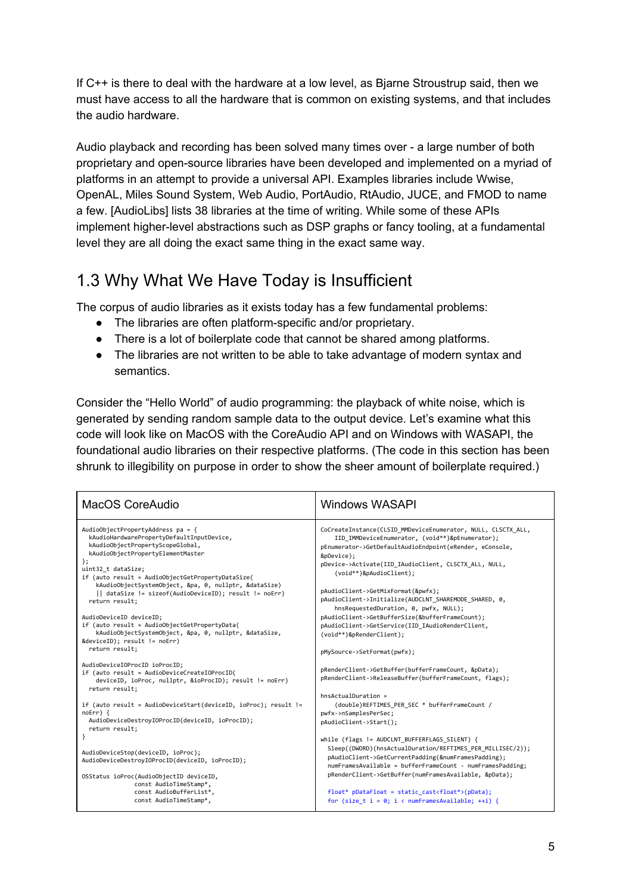If C++ is there to deal with the hardware at a low level, as Bjarne Stroustrup said, then we must have access to all the hardware that is common on existing systems, and that includes the audio hardware.

Audio playback and recording has been solved many times over - a large number of both proprietary and open-source libraries have been developed and implemented on a myriad of platforms in an attempt to provide a universal API. Examples libraries include Wwise, OpenAL, Miles Sound System, Web Audio, PortAudio, RtAudio, JUCE, and FMOD to name a few. [AudioLibs] lists 38 libraries at the time of writing. While some of these APIs implement higher-level abstractions such as DSP graphs or fancy tooling, at a fundamental level they are all doing the exact same thing in the exact same way.

## 1.3 Why What We Have Today is Insufficient

The corpus of audio libraries as it exists today has a few fundamental problems:

- The libraries are often platform-specific and/or proprietary.
- There is a lot of boilerplate code that cannot be shared among platforms.
- The libraries are not written to be able to take advantage of modern syntax and semantics.

Consider the "Hello World" of audio programming: the playback of white noise, which is generated by sending random sample data to the output device. Let's examine what this code will look like on MacOS with the CoreAudio API and on Windows with WASAPI, the foundational audio libraries on their respective platforms. (The code in this section has been shrunk to illegibility on purpose in order to show the sheer amount of boilerplate required.)

| MacOS CoreAudio | Windows WASAPI |
|---|---|
| <pre>AudioObjectPropertyAddress pa = {<br>  kAudioHardwarePropertyDefaultInputDevice,<br>  kAudioObjectPropertyScopeGlobal,<br>  kAudioObjectPropertyElementMaster<br>};<br>uint32_t dataSize;<br>if (auto result = AudioObjectGetPropertyDataSize(<br>    kAudioObjectSystemObject, &pa, 0, nullptr, &dataSize)<br>    \|\| dataSize != sizeof(AudioDeviceID); result != noErr)<br>  return result;<br><br>AudioDeviceID deviceID;<br>if (auto result = AudioObjectGetPropertyData(<br>    kAudioObjectSystemObject, &pa, 0, nullptr, &dataSize,<br>&deviceID); result != noErr)<br>  return result;<br><br>AudioDeviceIOProcID ioProcID;<br>if (auto result = AudioDeviceCreateIOProcID(<br>    deviceID, ioProc, nullptr, &ioProcID); result != noErr)<br>  return result;<br><br>if (auto result = AudioDeviceStart(deviceID, ioProc); result !=<br>noErr) {<br>  AudioDeviceDestroyIOProcID(deviceID, ioProcID);<br>  return result;<br>}<br><br>AudioDeviceStop(deviceID, ioProc);<br>AudioDeviceDestroyIOProcID(deviceID, ioProcID);<br><br>OSStatus ioProc(AudioObjectID deviceID,<br>               const AudioTimeStamp*,<br>               const AudioBufferList*,<br>               const AudioTimeStamp*,</pre> | <pre>CoCreateInstance(CLSID_MMDeviceEnumerator, NULL, CLSCTX_ALL,<br>    IID_IMMDeviceEnumerator, (void**)&pEnumerator);<br>pEnumerator->GetDefaultAudioEndpoint(eRender, eConsole,<br>&pDevice);<br>pDevice->Activate(IID_IAudioClient, CLSCTX_ALL, NULL,<br>    (void**)&pAudioClient);<br><br>pAudioClient->GetMixFormat(&pwfx);<br>pAudioClient->Initialize(AUDCLNT_SHAREMODE_SHARED, 0,<br>    hnsRequestedDuration, 0, pwfx, NULL);<br>pAudioClient->GetBufferSize(&bufferFrameCount);<br>pAudioClient->GetService(IID_IAudioRenderClient,<br>(void**)&pRenderClient);<br><br>pMySource->SetFormat(pwfx);<br><br>pRenderClient->GetBuffer(bufferFrameCount, &pData);<br>pRenderClient->ReleaseBuffer(bufferFrameCount, flags);<br><br>hnsActualDuration =<br>    (double)REFTIMES_PER_SEC * bufferFrameCount /<br>pwfx->nSamplesPerSec;<br>pAudioClient->Start();<br><br>while (flags != AUDCLNT_BUFFERFLAGS_SILENT) {<br>  Sleep((DWORD)(hnsActualDuration/REFTIMES_PER_MILLISEC/2));<br>  pAudioClient->GetCurrentPadding(&numFramesPadding);<br>  numFramesAvailable = bufferFrameCount - numFramesPadding;<br>  pRenderClient->GetBuffer(numFramesAvailable, &pData);<br><br>  float* pDataFloat = static_cast<float*>(pData);<br>  for (size_t i = 0; i < numFramesAvailable; ++i) {</pre> |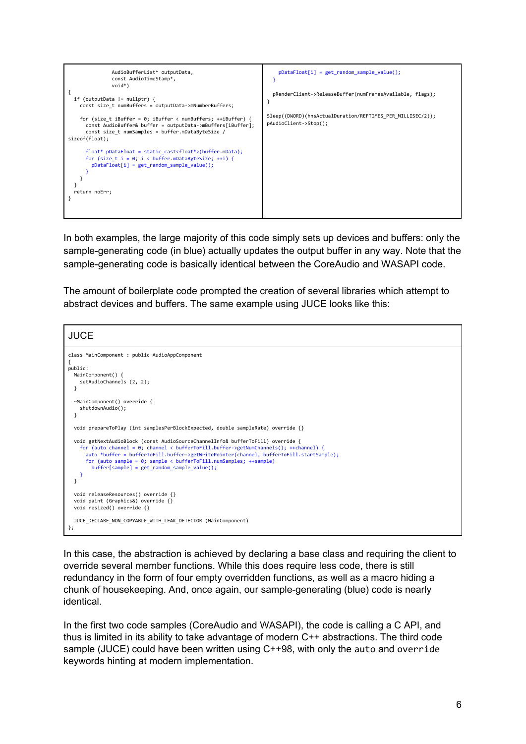```
            AudioBufferList* outputData,
            const AudioTimeStamp*,
            void*)
{
  if (outputData != nullptr) {
    const size_t numBuffers = outputData->mNumberBuffers;

    for (size_t iBuffer = 0; iBuffer < numBuffers; ++iBuffer) {
      const AudioBuffer& buffer = outputData->mBuffers[iBuffer];
      const size_t numSamples = buffer.mDataByteSize /
sizeof(float);

      float* pDataFloat = static_cast<float*>(buffer.mData);
      for (size_t i = 0; i < buffer.mDataByteSize; ++i) {
        pDataFloat[i] = get_random_sample_value();
      }
    }
  }
  return noErr;
}
```

```
    pDataFloat[i] = get_random_sample_value();
  }

  pRenderClient->ReleaseBuffer(numFramesAvailable, flags);
}

Sleep((DWORD)(hnsActualDuration/REFTIMES_PER_MILLISEC/2));
pAudioClient->Stop();
```

In both examples, the large majority of this code simply sets up devices and buffers: only the sample-generating code (in blue) actually updates the output buffer in any way. Note that the sample-generating code is basically identical between the CoreAudio and WASAPI code.

The amount of boilerplate code prompted the creation of several libraries which attempt to abstract devices and buffers. The same example using JUCE looks like this:

**JUCE**

```
class MainComponent : public AudioAppComponent
{
public:
  MainComponent() {
    setAudioChannels (2, 2);
  }

  ~MainComponent() override {
    shutdownAudio();
  }

  void prepareToPlay (int samplesPerBlockExpected, double sampleRate) override {}

  void getNextAudioBlock (const AudioSourceChannelInfo& bufferToFill) override {
    for (auto channel = 0; channel < bufferToFill.buffer->getNumChannels(); ++channel) {
      auto *buffer = bufferToFill.buffer->getWritePointer(channel, bufferToFill.startSample);
      for (auto sample = 0; sample < bufferToFill.numSamples; ++sample)
        buffer[sample] = get_random_sample_value();
    }
  }

  void releaseResources() override {}
  void paint (Graphics&) override {}
  void resized() override {}

  JUCE_DECLARE_NON_COPYABLE_WITH_LEAK_DETECTOR (MainComponent)
};
```

In this case, the abstraction is achieved by declaring a base class and requiring the client to override several member functions. While this does require less code, there is still redundancy in the form of four empty overridden functions, as well as a macro hiding a chunk of housekeeping. And, once again, our sample-generating (blue) code is nearly identical.

In the first two code samples (CoreAudio and WASAPI), the code is calling a C API, and thus is limited in its ability to take advantage of modern C++ abstractions. The third code sample (JUCE) could have been written using C++98, with only the `auto` and `override` keywords hinting at modern implementation.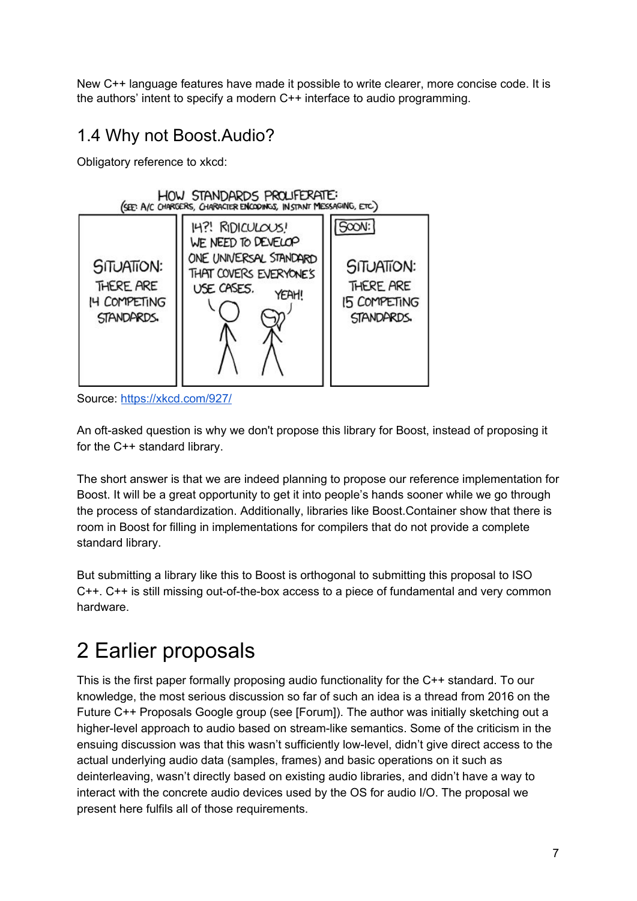New C++ language features have made it possible to write clearer, more concise code. It is the authors' intent to specify a modern C++ interface to audio programming.

## 1.4 Why not Boost.Audio?

Obligatory reference to xkcd:

Source: https://xkcd.com/927/

An oft-asked question is why we don't propose this library for Boost, instead of proposing it for the C++ standard library.

The short answer is that we are indeed planning to propose our reference implementation for Boost. It will be a great opportunity to get it into people's hands sooner while we go through the process of standardization. Additionally, libraries like Boost.Container show that there is room in Boost for filling in implementations for compilers that do not provide a complete standard library.

But submitting a library like this to Boost is orthogonal to submitting this proposal to ISO C++. C++ is still missing out-of-the-box access to a piece of fundamental and very common hardware.

# 2 Earlier proposals

This is the first paper formally proposing audio functionality for the C++ standard. To our knowledge, the most serious discussion so far of such an idea is a thread from 2016 on the Future C++ Proposals Google group (see [Forum]). The author was initially sketching out a higher-level approach to audio based on stream-like semantics. Some of the criticism in the ensuing discussion was that this wasn't sufficiently low-level, didn't give direct access to the actual underlying audio data (samples, frames) and basic operations on it such as deinterleaving, wasn't directly based on existing audio libraries, and didn't have a way to interact with the concrete audio devices used by the OS for audio I/O. The proposal we present here fulfils all of those requirements.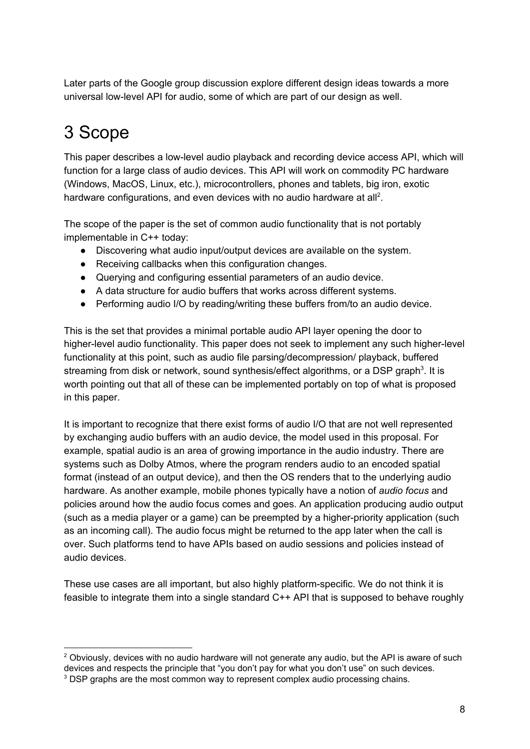Later parts of the Google group discussion explore different design ideas towards a more universal low-level API for audio, some of which are part of our design as well.

# 3 Scope

This paper describes a low-level audio playback and recording device access API, which will function for a large class of audio devices. This API will work on commodity PC hardware (Windows, MacOS, Linux, etc.), microcontrollers, phones and tablets, big iron, exotic hardware configurations, and even devices with no audio hardware at all[2].

The scope of the paper is the set of common audio functionality that is not portably implementable in C++ today:

- Discovering what audio input/output devices are available on the system.
- Receiving callbacks when this configuration changes.
- Querying and configuring essential parameters of an audio device.
- A data structure for audio buffers that works across different systems.
- Performing audio I/O by reading/writing these buffers from/to an audio device.

This is the set that provides a minimal portable audio API layer opening the door to higher-level audio functionality. This paper does not seek to implement any such higher-level functionality at this point, such as audio file parsing/decompression/ playback, buffered streaming from disk or network, sound synthesis/effect algorithms, or a DSP graph[3]. It is worth pointing out that all of these can be implemented portably on top of what is proposed in this paper.

It is important to recognize that there exist forms of audio I/O that are not well represented by exchanging audio buffers with an audio device, the model used in this proposal. For example, spatial audio is an area of growing importance in the audio industry. There are systems such as Dolby Atmos, where the program renders audio to an encoded spatial format (instead of an output device), and then the OS renders that to the underlying audio hardware. As another example, mobile phones typically have a notion of *audio focus* and policies around how the audio focus comes and goes. An application producing audio output (such as a media player or a game) can be preempted by a higher-priority application (such as an incoming call). The audio focus might be returned to the app later when the call is over. Such platforms tend to have APIs based on audio sessions and policies instead of audio devices.

These use cases are all important, but also highly platform-specific. We do not think it is feasible to integrate them into a single standard C++ API that is supposed to behave roughly

---

[2] Obviously, devices with no audio hardware will not generate any audio, but the API is aware of such devices and respects the principle that "you don't pay for what you don't use" on such devices.

[3] DSP graphs are the most common way to represent complex audio processing chains.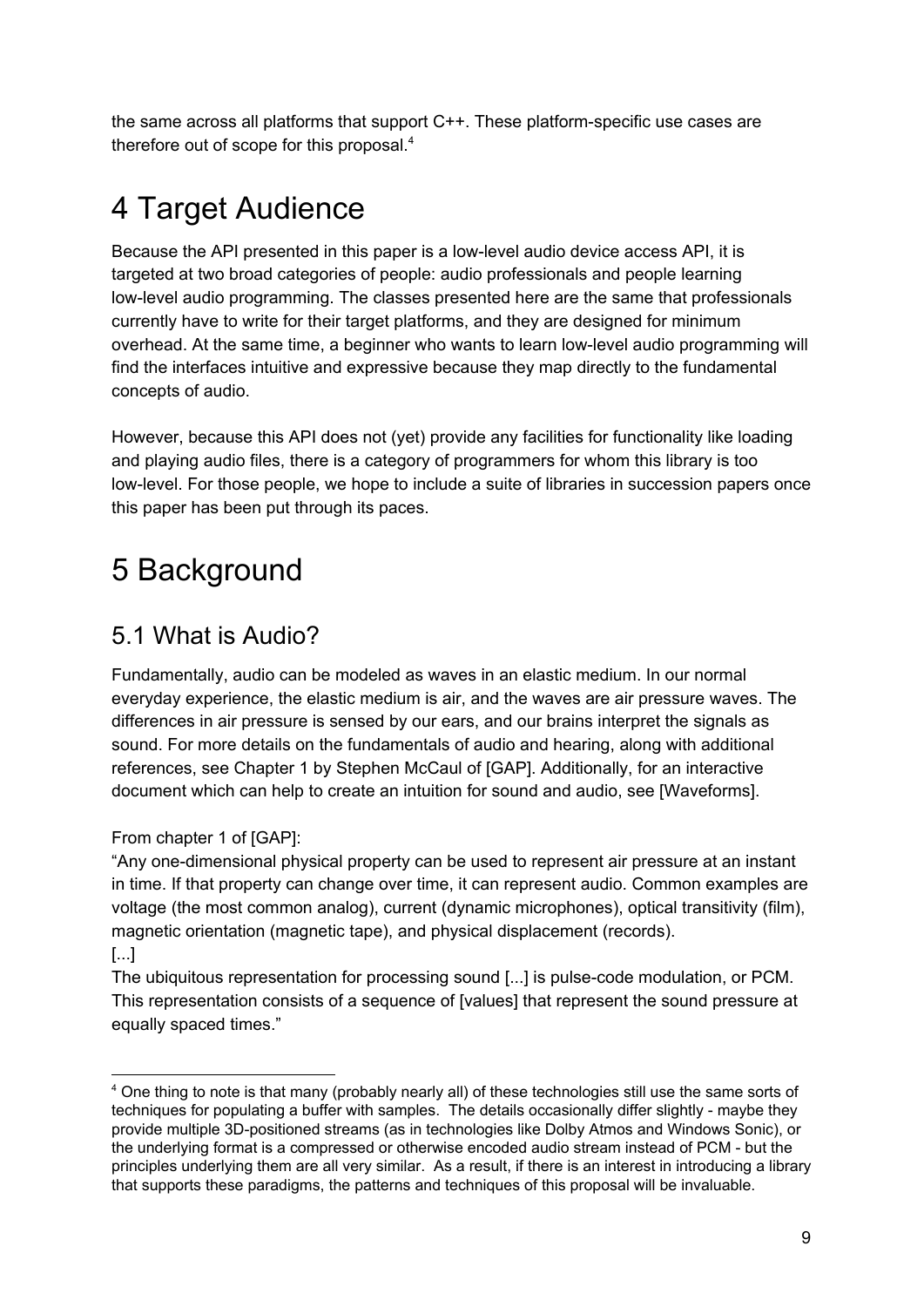the same across all platforms that support C++. These platform-specific use cases are therefore out of scope for this proposal.[4]

# 4 Target Audience

Because the API presented in this paper is a low-level audio device access API, it is targeted at two broad categories of people: audio professionals and people learning low-level audio programming. The classes presented here are the same that professionals currently have to write for their target platforms, and they are designed for minimum overhead. At the same time, a beginner who wants to learn low-level audio programming will find the interfaces intuitive and expressive because they map directly to the fundamental concepts of audio.

However, because this API does not (yet) provide any facilities for functionality like loading and playing audio files, there is a category of programmers for whom this library is too low-level. For those people, we hope to include a suite of libraries in succession papers once this paper has been put through its paces.

# 5 Background

## 5.1 What is Audio?

Fundamentally, audio can be modeled as waves in an elastic medium. In our normal everyday experience, the elastic medium is air, and the waves are air pressure waves. The differences in air pressure is sensed by our ears, and our brains interpret the signals as sound. For more details on the fundamentals of audio and hearing, along with additional references, see Chapter 1 by Stephen McCaul of [GAP]. Additionally, for an interactive document which can help to create an intuition for sound and audio, see [Waveforms].

From chapter 1 of [GAP]:
"Any one-dimensional physical property can be used to represent air pressure at an instant in time. If that property can change over time, it can represent audio. Common examples are voltage (the most common analog), current (dynamic microphones), optical transitivity (film), magnetic orientation (magnetic tape), and physical displacement (records).
[...]
The ubiquitous representation for processing sound [...] is pulse-code modulation, or PCM. This representation consists of a sequence of [values] that represent the sound pressure at equally spaced times."

[4] One thing to note is that many (probably nearly all) of these technologies still use the same sorts of techniques for populating a buffer with samples. The details occasionally differ slightly - maybe they provide multiple 3D-positioned streams (as in technologies like Dolby Atmos and Windows Sonic), or the underlying format is a compressed or otherwise encoded audio stream instead of PCM - but the principles underlying them are all very similar. As a result, if there is an interest in introducing a library that supports these paradigms, the patterns and techniques of this proposal will be invaluable.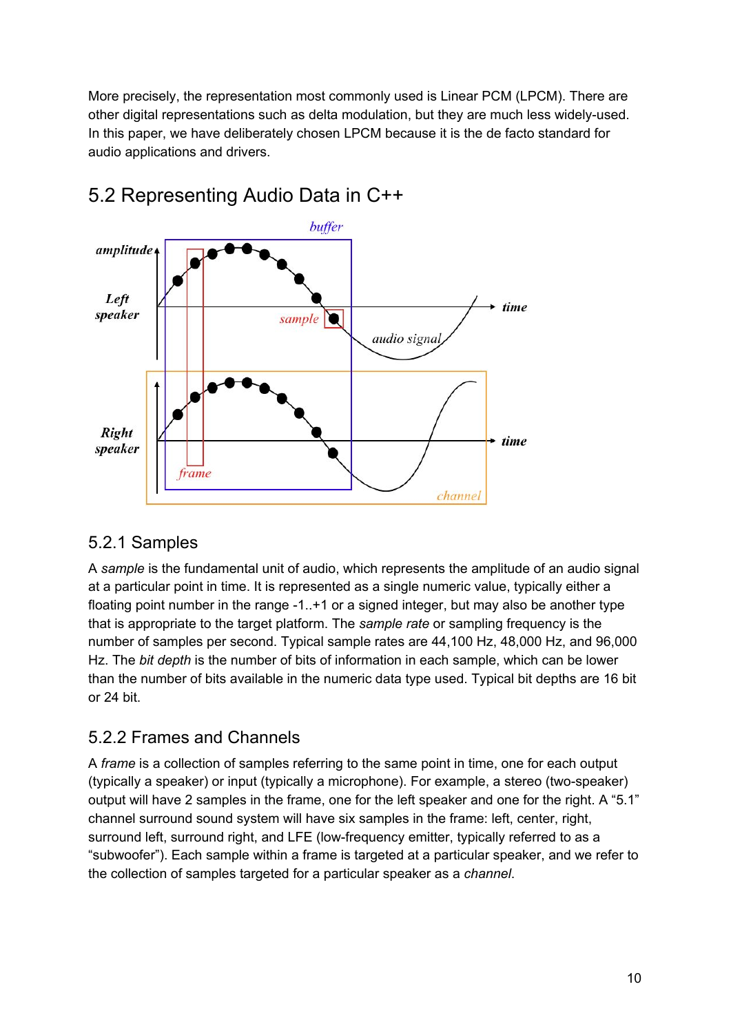More precisely, the representation most commonly used is Linear PCM (LPCM). There are other digital representations such as delta modulation, but they are much less widely-used. In this paper, we have deliberately chosen LPCM because it is the de facto standard for audio applications and drivers.

## 5.2 Representing Audio Data in C++

### 5.2.1 Samples

A *sample* is the fundamental unit of audio, which represents the amplitude of an audio signal at a particular point in time. It is represented as a single numeric value, typically either a floating point number in the range -1..+1 or a signed integer, but may also be another type that is appropriate to the target platform. The *sample rate* or sampling frequency is the number of samples per second. Typical sample rates are 44,100 Hz, 48,000 Hz, and 96,000 Hz. The *bit depth* is the number of bits of information in each sample, which can be lower than the number of bits available in the numeric data type used. Typical bit depths are 16 bit or 24 bit.

### 5.2.2 Frames and Channels

A *frame* is a collection of samples referring to the same point in time, one for each output (typically a speaker) or input (typically a microphone). For example, a stereo (two-speaker) output will have 2 samples in the frame, one for the left speaker and one for the right. A “5.1” channel surround sound system will have six samples in the frame: left, center, right, surround left, surround right, and LFE (low-frequency emitter, typically referred to as a “subwoofer”). Each sample within a frame is targeted at a particular speaker, and we refer to the collection of samples targeted for a particular speaker as a *channel*.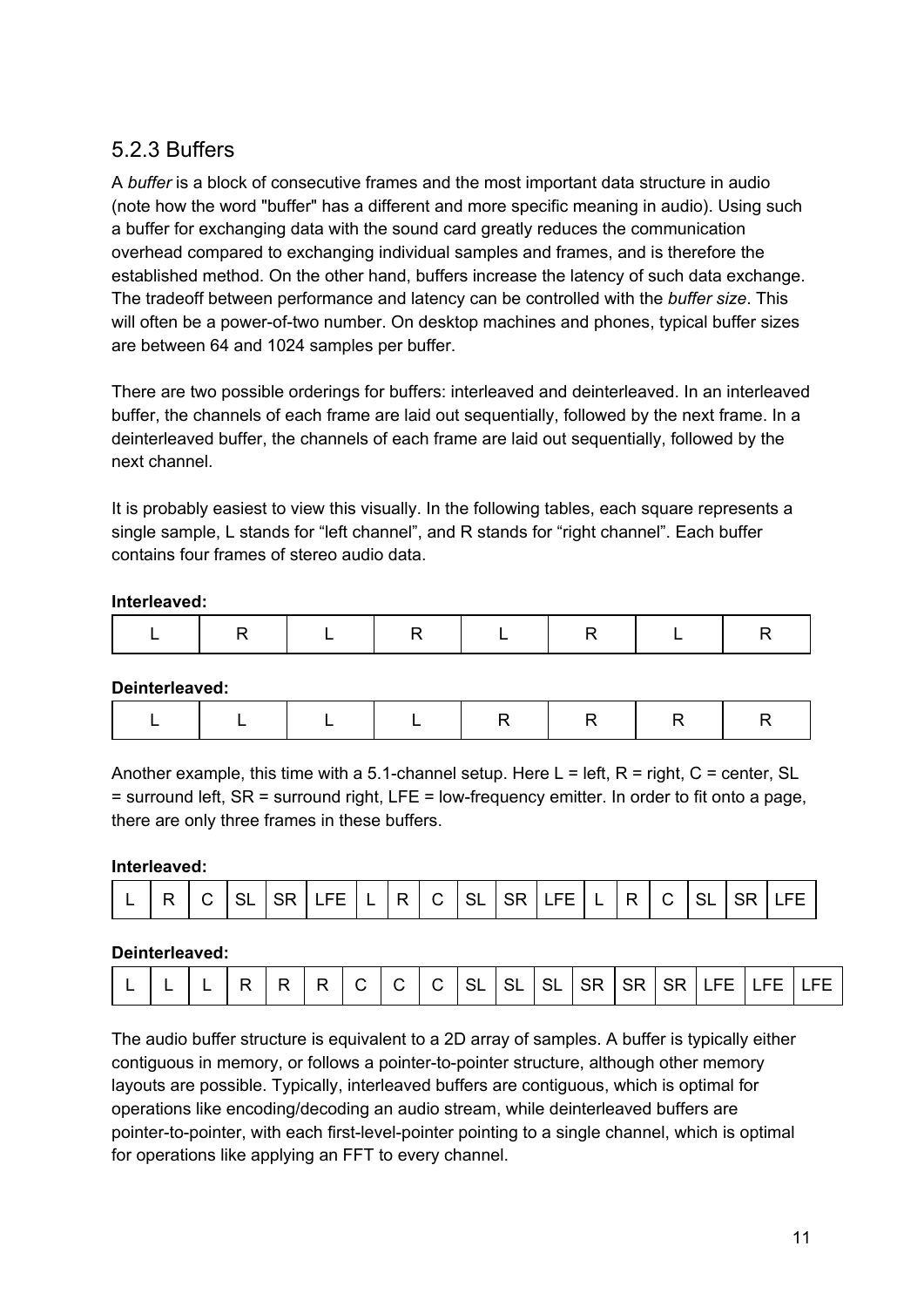### 5.2.3 Buffers

A *buffer* is a block of consecutive frames and the most important data structure in audio (note how the word "buffer" has a different and more specific meaning in audio). Using such a buffer for exchanging data with the sound card greatly reduces the communication overhead compared to exchanging individual samples and frames, and is therefore the established method. On the other hand, buffers increase the latency of such data exchange. The tradeoff between performance and latency can be controlled with the *buffer size*. This will often be a power-of-two number. On desktop machines and phones, typical buffer sizes are between 64 and 1024 samples per buffer.

There are two possible orderings for buffers: interleaved and deinterleaved. In an interleaved buffer, the channels of each frame are laid out sequentially, followed by the next frame. In a deinterleaved buffer, the channels of each frame are laid out sequentially, followed by the next channel.

It is probably easiest to view this visually. In the following tables, each square represents a single sample, L stands for “left channel”, and R stands for “right channel”. Each buffer contains four frames of stereo audio data.

**Interleaved:**

| L | R | L | R | L | R | L | R |
|---|---|---|---|---|---|---|---|

**Deinterleaved:**

| L | L | L | L | R | R | R | R |
|---|---|---|---|---|---|---|---|

Another example, this time with a 5.1-channel setup. Here L = left, R = right, C = center, SL = surround left, SR = surround right, LFE = low-frequency emitter. In order to fit onto a page, there are only three frames in these buffers.

**Interleaved:**

| L | R | C | SL | SR | LFE | L | R | C | SL | SR | LFE | L | R | C | SL | SR | LFE |
|---|---|---|---|---|---|---|---|---|---|---|---|---|---|---|---|---|---|

**Deinterleaved:**

| L | L | L | R | R | R | C | C | C | SL | SL | SL | SR | SR | SR | LFE | LFE | LFE |
|---|---|---|---|---|---|---|---|---|---|---|---|---|---|---|---|---|---|

The audio buffer structure is equivalent to a 2D array of samples. A buffer is typically either contiguous in memory, or follows a pointer-to-pointer structure, although other memory layouts are possible. Typically, interleaved buffers are contiguous, which is optimal for operations like encoding/decoding an audio stream, while deinterleaved buffers are pointer-to-pointer, with each first-level-pointer pointing to a single channel, which is optimal for operations like applying an FFT to every channel.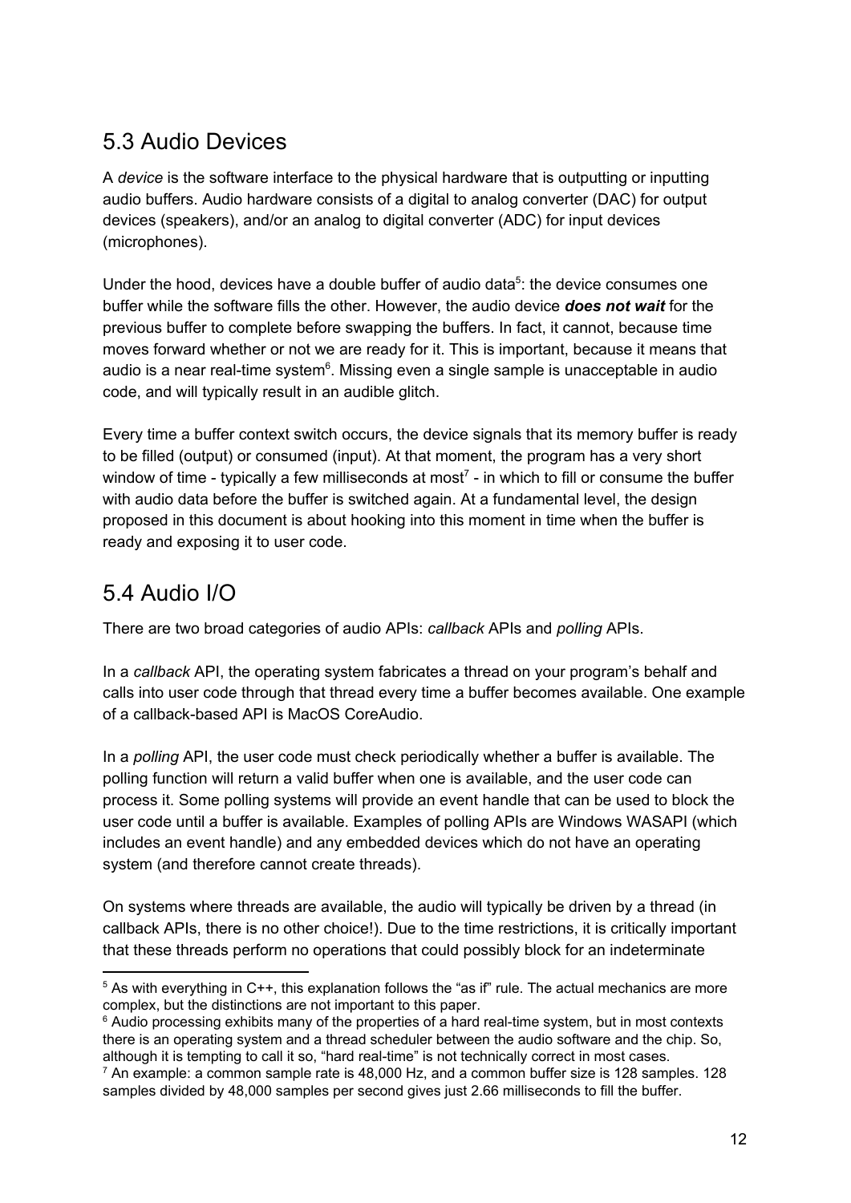## 5.3 Audio Devices

A *device* is the software interface to the physical hardware that is outputting or inputting audio buffers. Audio hardware consists of a digital to analog converter (DAC) for output devices (speakers), and/or an analog to digital converter (ADC) for input devices (microphones).

Under the hood, devices have a double buffer of audio data[5]: the device consumes one buffer while the software fills the other. However, the audio device ***does not wait*** for the previous buffer to complete before swapping the buffers. In fact, it cannot, because time moves forward whether or not we are ready for it. This is important, because it means that audio is a near real-time system[6]. Missing even a single sample is unacceptable in audio code, and will typically result in an audible glitch.

Every time a buffer context switch occurs, the device signals that its memory buffer is ready to be filled (output) or consumed (input). At that moment, the program has a very short window of time - typically a few milliseconds at most[7] - in which to fill or consume the buffer with audio data before the buffer is switched again. At a fundamental level, the design proposed in this document is about hooking into this moment in time when the buffer is ready and exposing it to user code.

## 5.4 Audio I/O

There are two broad categories of audio APIs: *callback* APIs and *polling* APIs.

In a *callback* API, the operating system fabricates a thread on your program's behalf and calls into user code through that thread every time a buffer becomes available. One example of a callback-based API is MacOS CoreAudio.

In a *polling* API, the user code must check periodically whether a buffer is available. The polling function will return a valid buffer when one is available, and the user code can process it. Some polling systems will provide an event handle that can be used to block the user code until a buffer is available. Examples of polling APIs are Windows WASAPI (which includes an event handle) and any embedded devices which do not have an operating system (and therefore cannot create threads).

On systems where threads are available, the audio will typically be driven by a thread (in callback APIs, there is no other choice!). Due to the time restrictions, it is critically important that these threads perform no operations that could possibly block for an indeterminate

---

[5] As with everything in C++, this explanation follows the "as if" rule. The actual mechanics are more complex, but the distinctions are not important to this paper.

[6] Audio processing exhibits many of the properties of a hard real-time system, but in most contexts there is an operating system and a thread scheduler between the audio software and the chip. So, although it is tempting to call it so, "hard real-time" is not technically correct in most cases.

[7] An example: a common sample rate is 48,000 Hz, and a common buffer size is 128 samples. 128 samples divided by 48,000 samples per second gives just 2.66 milliseconds to fill the buffer.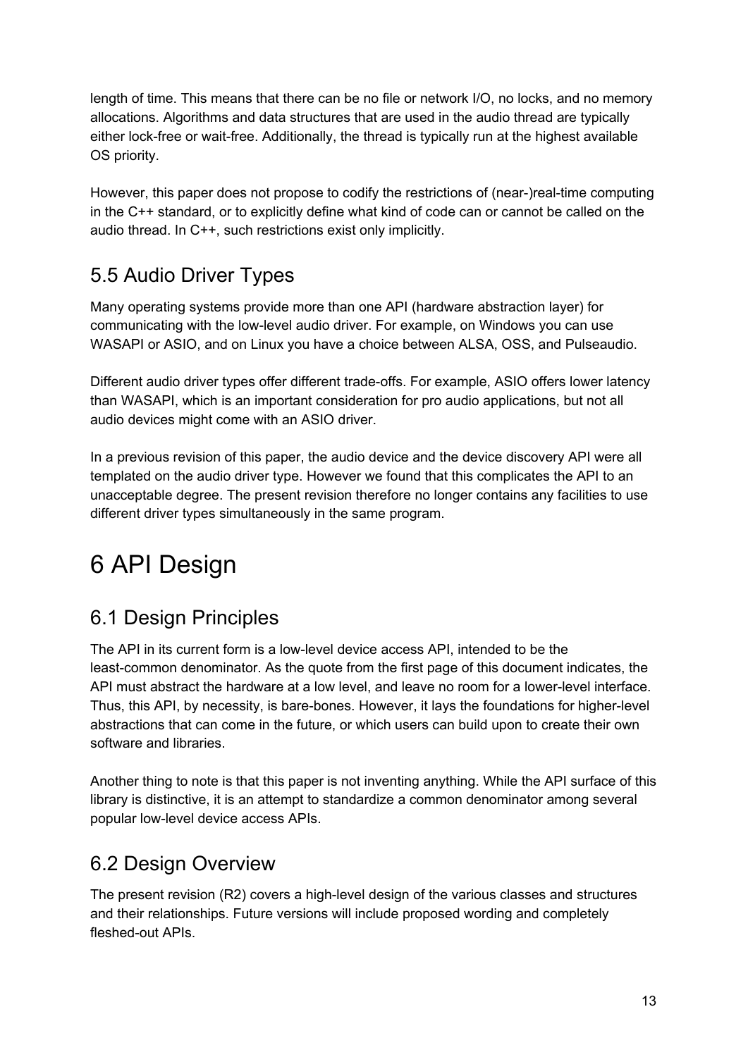length of time. This means that there can be no file or network I/O, no locks, and no memory allocations. Algorithms and data structures that are used in the audio thread are typically either lock-free or wait-free. Additionally, the thread is typically run at the highest available OS priority.

However, this paper does not propose to codify the restrictions of (near-)real-time computing in the C++ standard, or to explicitly define what kind of code can or cannot be called on the audio thread. In C++, such restrictions exist only implicitly.

## 5.5 Audio Driver Types

Many operating systems provide more than one API (hardware abstraction layer) for communicating with the low-level audio driver. For example, on Windows you can use WASAPI or ASIO, and on Linux you have a choice between ALSA, OSS, and Pulseaudio.

Different audio driver types offer different trade-offs. For example, ASIO offers lower latency than WASAPI, which is an important consideration for pro audio applications, but not all audio devices might come with an ASIO driver.

In a previous revision of this paper, the audio device and the device discovery API were all templated on the audio driver type. However we found that this complicates the API to an unacceptable degree. The present revision therefore no longer contains any facilities to use different driver types simultaneously in the same program.

# 6 API Design

## 6.1 Design Principles

The API in its current form is a low-level device access API, intended to be the least-common denominator. As the quote from the first page of this document indicates, the API must abstract the hardware at a low level, and leave no room for a lower-level interface. Thus, this API, by necessity, is bare-bones. However, it lays the foundations for higher-level abstractions that can come in the future, or which users can build upon to create their own software and libraries.

Another thing to note is that this paper is not inventing anything. While the API surface of this library is distinctive, it is an attempt to standardize a common denominator among several popular low-level device access APIs.

## 6.2 Design Overview

The present revision (R2) covers a high-level design of the various classes and structures and their relationships. Future versions will include proposed wording and completely fleshed-out APIs.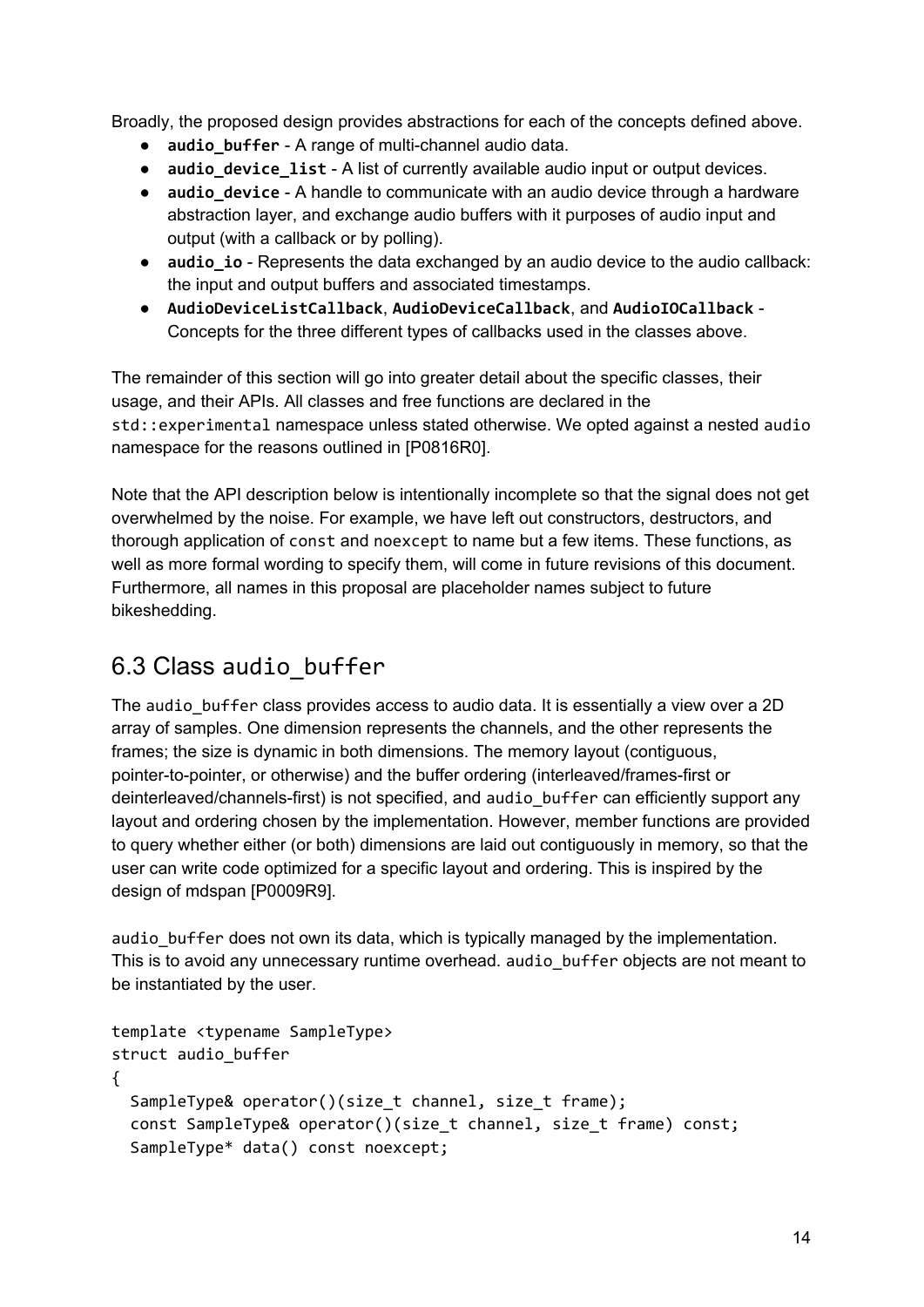Broadly, the proposed design provides abstractions for each of the concepts defined above.

- **`audio_buffer`** - A range of multi-channel audio data.
- **`audio_device_list`** - A list of currently available audio input or output devices.
- **`audio_device`** - A handle to communicate with an audio device through a hardware abstraction layer, and exchange audio buffers with it purposes of audio input and output (with a callback or by polling).
- **`audio_io`** - Represents the data exchanged by an audio device to the audio callback: the input and output buffers and associated timestamps.
- **`AudioDeviceListCallback`**, **`AudioDeviceCallback`**, and **`AudioIOCallback`** - Concepts for the three different types of callbacks used in the classes above.

The remainder of this section will go into greater detail about the specific classes, their usage, and their APIs. All classes and free functions are declared in the `std::experimental` namespace unless stated otherwise. We opted against a nested `audio` namespace for the reasons outlined in [P0816R0].

Note that the API description below is intentionally incomplete so that the signal does not get overwhelmed by the noise. For example, we have left out constructors, destructors, and thorough application of `const` and `noexcept` to name but a few items. These functions, as well as more formal wording to specify them, will come in future revisions of this document. Furthermore, all names in this proposal are placeholder names subject to future bikeshedding.

## 6.3 Class `audio_buffer`

The `audio_buffer` class provides access to audio data. It is essentially a view over a 2D array of samples. One dimension represents the channels, and the other represents the frames; the size is dynamic in both dimensions. The memory layout (contiguous, pointer-to-pointer, or otherwise) and the buffer ordering (interleaved/frames-first or deinterleaved/channels-first) is not specified, and `audio_buffer` can efficiently support any layout and ordering chosen by the implementation. However, member functions are provided to query whether either (or both) dimensions are laid out contiguously in memory, so that the user can write code optimized for a specific layout and ordering. This is inspired by the design of mdspan [P0009R9].

`audio_buffer` does not own its data, which is typically managed by the implementation. This is to avoid any unnecessary runtime overhead. `audio_buffer` objects are not meant to be instantiated by the user.

```
template <typename SampleType>
struct audio_buffer
{
  SampleType& operator()(size_t channel, size_t frame);
  const SampleType& operator()(size_t channel, size_t frame) const;
  SampleType* data() const noexcept;
```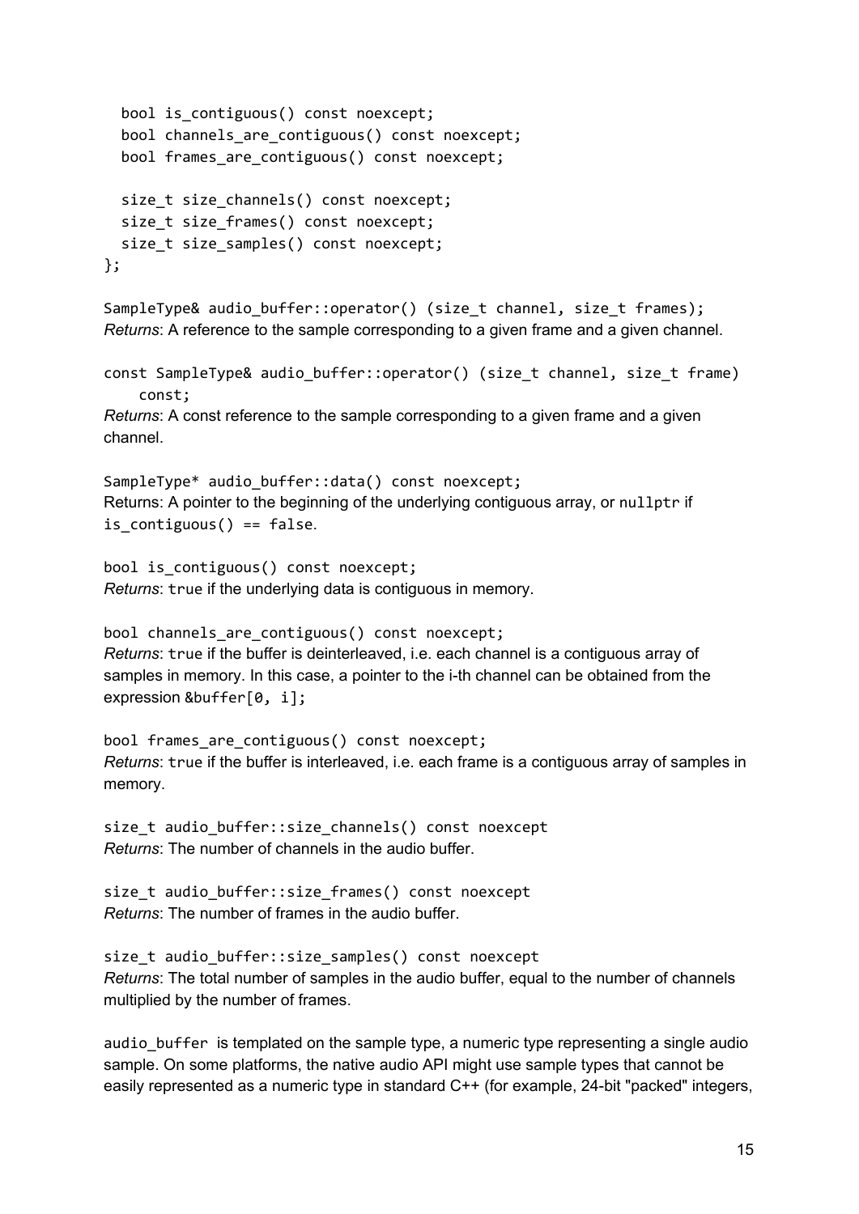```
  bool is_contiguous() const noexcept;
  bool channels_are_contiguous() const noexcept;
  bool frames_are_contiguous() const noexcept;

  size_t size_channels() const noexcept;
  size_t size_frames() const noexcept;
  size_t size_samples() const noexcept;
};
```

`SampleType& audio_buffer::operator() (size_t channel, size_t frames);`
*Returns*: A reference to the sample corresponding to a given frame and a given channel.

```
const SampleType& audio_buffer::operator() (size_t channel, size_t frame)
    const;
```
*Returns*: A const reference to the sample corresponding to a given frame and a given channel.

`SampleType* audio_buffer::data() const noexcept;`
Returns: A pointer to the beginning of the underlying contiguous array, or `nullptr` if `is_contiguous() == false`.

`bool is_contiguous() const noexcept;`
*Returns*: `true` if the underlying data is contiguous in memory.

`bool channels_are_contiguous() const noexcept;`
*Returns*: `true` if the buffer is deinterleaved, i.e. each channel is a contiguous array of samples in memory. In this case, a pointer to the i-th channel can be obtained from the expression `&buffer[0, i];`

`bool frames_are_contiguous() const noexcept;`
*Returns*: `true` if the buffer is interleaved, i.e. each frame is a contiguous array of samples in memory.

`size_t audio_buffer::size_channels() const noexcept`
*Returns*: The number of channels in the audio buffer.

`size_t audio_buffer::size_frames() const noexcept`
*Returns*: The number of frames in the audio buffer.

`size_t audio_buffer::size_samples() const noexcept`
*Returns*: The total number of samples in the audio buffer, equal to the number of channels multiplied by the number of frames.

`audio_buffer` is templated on the sample type, a numeric type representing a single audio sample. On some platforms, the native audio API might use sample types that cannot be easily represented as a numeric type in standard C++ (for example, 24-bit "packed" integers,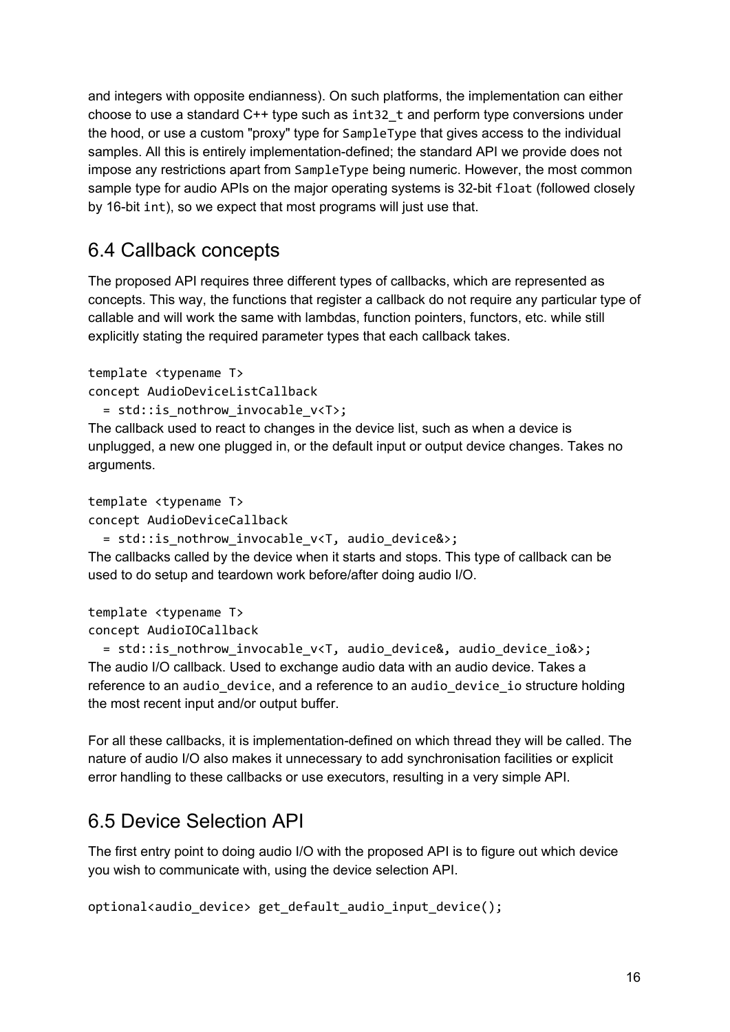and integers with opposite endianness). On such platforms, the implementation can either choose to use a standard C++ type such as `int32_t` and perform type conversions under the hood, or use a custom "proxy" type for `SampleType` that gives access to the individual samples. All this is entirely implementation-defined; the standard API we provide does not impose any restrictions apart from `SampleType` being numeric. However, the most common sample type for audio APIs on the major operating systems is 32-bit `float` (followed closely by 16-bit `int`), so we expect that most programs will just use that.

## 6.4 Callback concepts

The proposed API requires three different types of callbacks, which are represented as concepts. This way, the functions that register a callback do not require any particular type of callable and will work the same with lambdas, function pointers, functors, etc. while still explicitly stating the required parameter types that each callback takes.

```
template <typename T>
concept AudioDeviceListCallback
  = std::is_nothrow_invocable_v<T>;
```

The callback used to react to changes in the device list, such as when a device is unplugged, a new one plugged in, or the default input or output device changes. Takes no arguments.

```
template <typename T>
concept AudioDeviceCallback
  = std::is_nothrow_invocable_v<T, audio_device&>;
```

The callbacks called by the device when it starts and stops. This type of callback can be used to do setup and teardown work before/after doing audio I/O.

```
template <typename T>
concept AudioIOCallback
  = std::is_nothrow_invocable_v<T, audio_device&, audio_device_io&>;
```

The audio I/O callback. Used to exchange audio data with an audio device. Takes a reference to an `audio_device`, and a reference to an `audio_device_io` structure holding the most recent input and/or output buffer.

For all these callbacks, it is implementation-defined on which thread they will be called. The nature of audio I/O also makes it unnecessary to add synchronisation facilities or explicit error handling to these callbacks or use executors, resulting in a very simple API.

## 6.5 Device Selection API

The first entry point to doing audio I/O with the proposed API is to figure out which device you wish to communicate with, using the device selection API.

```
optional<audio_device> get_default_audio_input_device();
```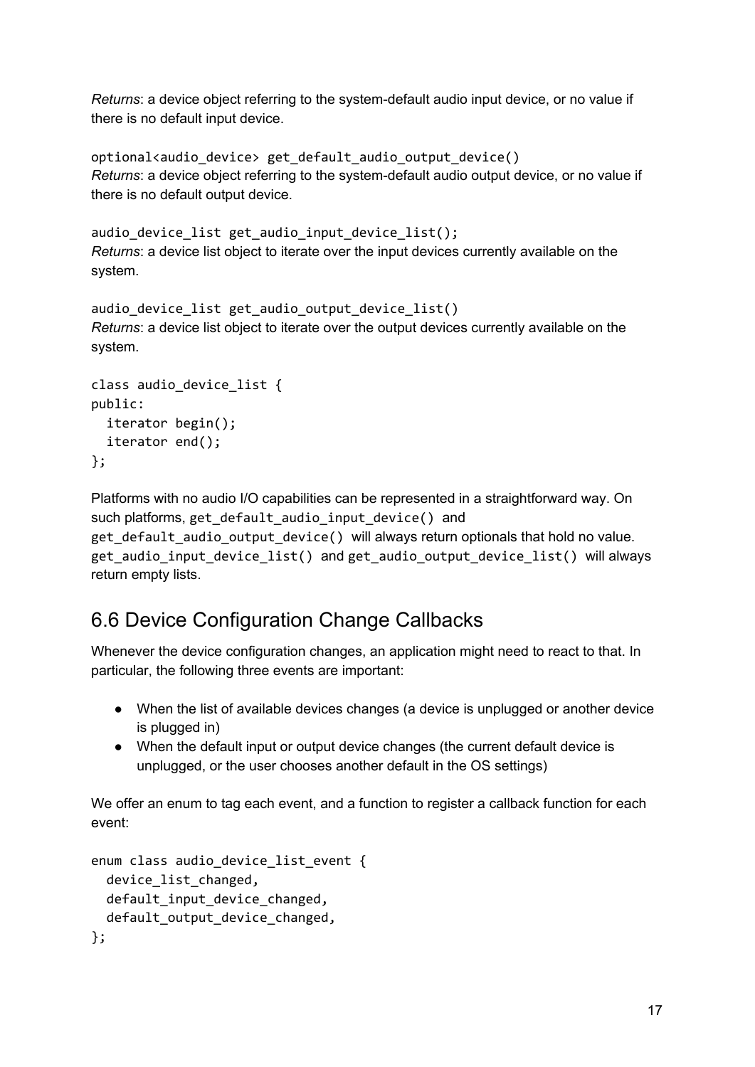*Returns*: a device object referring to the system-default audio input device, or no value if there is no default input device.

`optional<audio_device> get_default_audio_output_device()`
*Returns*: a device object referring to the system-default audio output device, or no value if there is no default output device.

`audio_device_list get_audio_input_device_list();`
*Returns*: a device list object to iterate over the input devices currently available on the system.

`audio_device_list get_audio_output_device_list()`
*Returns*: a device list object to iterate over the output devices currently available on the system.

```
class audio_device_list {
public:
  iterator begin();
  iterator end();
};
```

Platforms with no audio I/O capabilities can be represented in a straightforward way. On such platforms, `get_default_audio_input_device()` and `get_default_audio_output_device()` will always return optionals that hold no value. `get_audio_input_device_list()` and `get_audio_output_device_list()` will always return empty lists.

## 6.6 Device Configuration Change Callbacks

Whenever the device configuration changes, an application might need to react to that. In particular, the following three events are important:

- When the list of available devices changes (a device is unplugged or another device is plugged in)
- When the default input or output device changes (the current default device is unplugged, or the user chooses another default in the OS settings)

We offer an enum to tag each event, and a function to register a callback function for each event:

```
enum class audio_device_list_event {
  device_list_changed,
  default_input_device_changed,
  default_output_device_changed,
};
```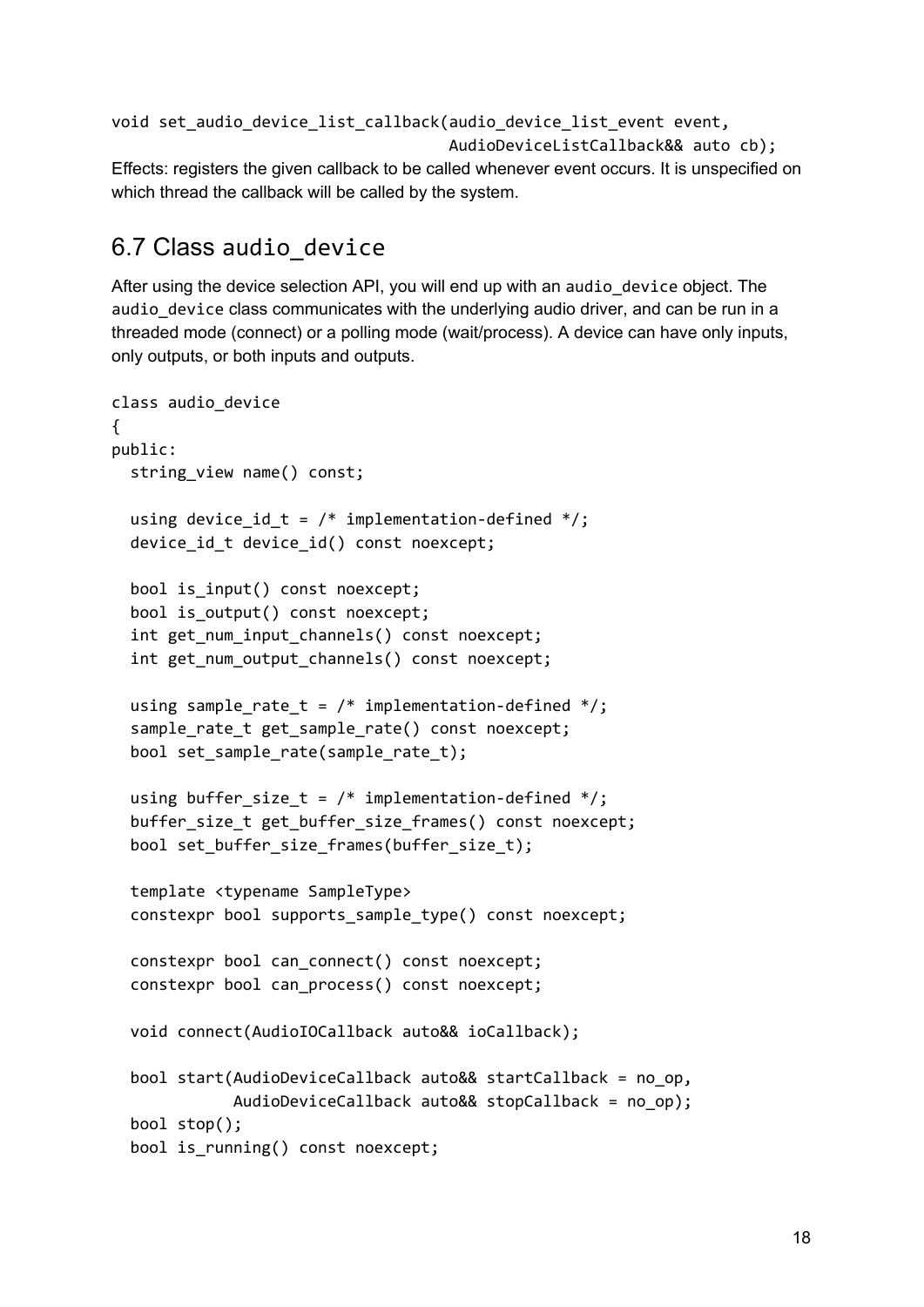```
void set_audio_device_list_callback(audio_device_list_event event,
                                    AudioDeviceListCallback&& auto cb);
```

Effects: registers the given callback to be called whenever event occurs. It is unspecified on which thread the callback will be called by the system.

## 6.7 Class `audio_device`

After using the device selection API, you will end up with an `audio_device` object. The `audio_device` class communicates with the underlying audio driver, and can be run in a threaded mode (connect) or a polling mode (wait/process). A device can have only inputs, only outputs, or both inputs and outputs.

```
class audio_device
{
public:
  string_view name() const;

  using device_id_t = /* implementation-defined */;
  device_id_t device_id() const noexcept;

  bool is_input() const noexcept;
  bool is_output() const noexcept;
  int get_num_input_channels() const noexcept;
  int get_num_output_channels() const noexcept;

  using sample_rate_t = /* implementation-defined */;
  sample_rate_t get_sample_rate() const noexcept;
  bool set_sample_rate(sample_rate_t);

  using buffer_size_t = /* implementation-defined */;
  buffer_size_t get_buffer_size_frames() const noexcept;
  bool set_buffer_size_frames(buffer_size_t);

  template <typename SampleType>
  constexpr bool supports_sample_type() const noexcept;

  constexpr bool can_connect() const noexcept;
  constexpr bool can_process() const noexcept;

  void connect(AudioIOCallback auto&& ioCallback);

  bool start(AudioDeviceCallback auto&& startCallback = no_op,
             AudioDeviceCallback auto&& stopCallback = no_op);
  bool stop();
  bool is_running() const noexcept;
```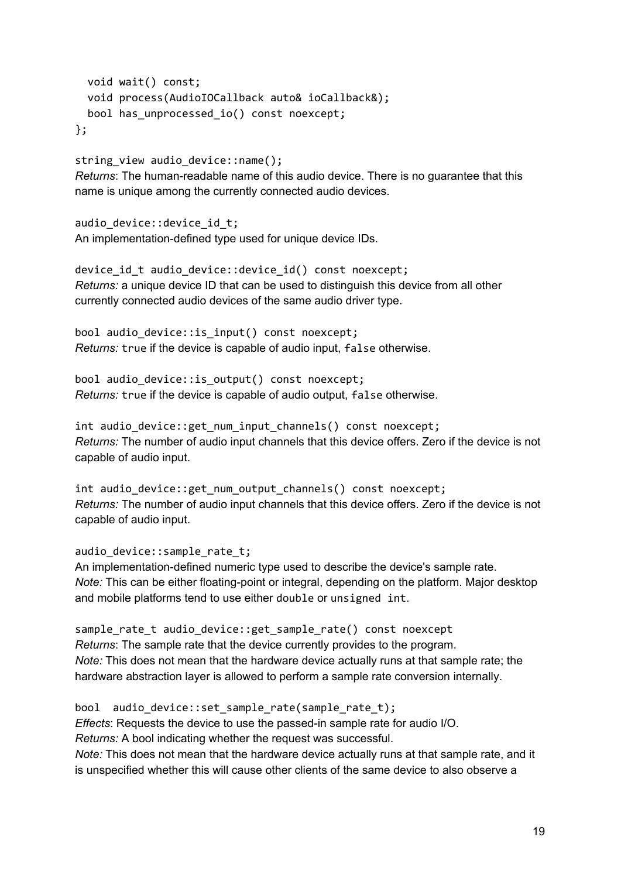```
  void wait() const;
  void process(AudioIOCallback auto& ioCallback&);
  bool has_unprocessed_io() const noexcept;
};
```

`string_view audio_device::name();`
*Returns*: The human-readable name of this audio device. There is no guarantee that this name is unique among the currently connected audio devices.

`audio_device::device_id_t;`
An implementation-defined type used for unique device IDs.

`device_id_t audio_device::device_id() const noexcept;`
*Returns:* a unique device ID that can be used to distinguish this device from all other currently connected audio devices of the same audio driver type.

`bool audio_device::is_input() const noexcept;`
*Returns:* `true` if the device is capable of audio input, `false` otherwise.

`bool audio_device::is_output() const noexcept;`
*Returns:* `true` if the device is capable of audio output, `false` otherwise.

`int audio_device::get_num_input_channels() const noexcept;`
*Returns:* The number of audio input channels that this device offers. Zero if the device is not capable of audio input.

`int audio_device::get_num_output_channels() const noexcept;`
*Returns:* The number of audio input channels that this device offers. Zero if the device is not capable of audio input.

`audio_device::sample_rate_t;`
An implementation-defined numeric type used to describe the device's sample rate.
*Note:* This can be either floating-point or integral, depending on the platform. Major desktop and mobile platforms tend to use either `double` or `unsigned int`.

`sample_rate_t audio_device::get_sample_rate() const noexcept`
*Returns*: The sample rate that the device currently provides to the program.
*Note:* This does not mean that the hardware device actually runs at that sample rate; the hardware abstraction layer is allowed to perform a sample rate conversion internally.

`bool  audio_device::set_sample_rate(sample_rate_t);`
*Effects*: Requests the device to use the passed-in sample rate for audio I/O.
*Returns:* A bool indicating whether the request was successful.
*Note:* This does not mean that the hardware device actually runs at that sample rate, and it is unspecified whether this will cause other clients of the same device to also observe a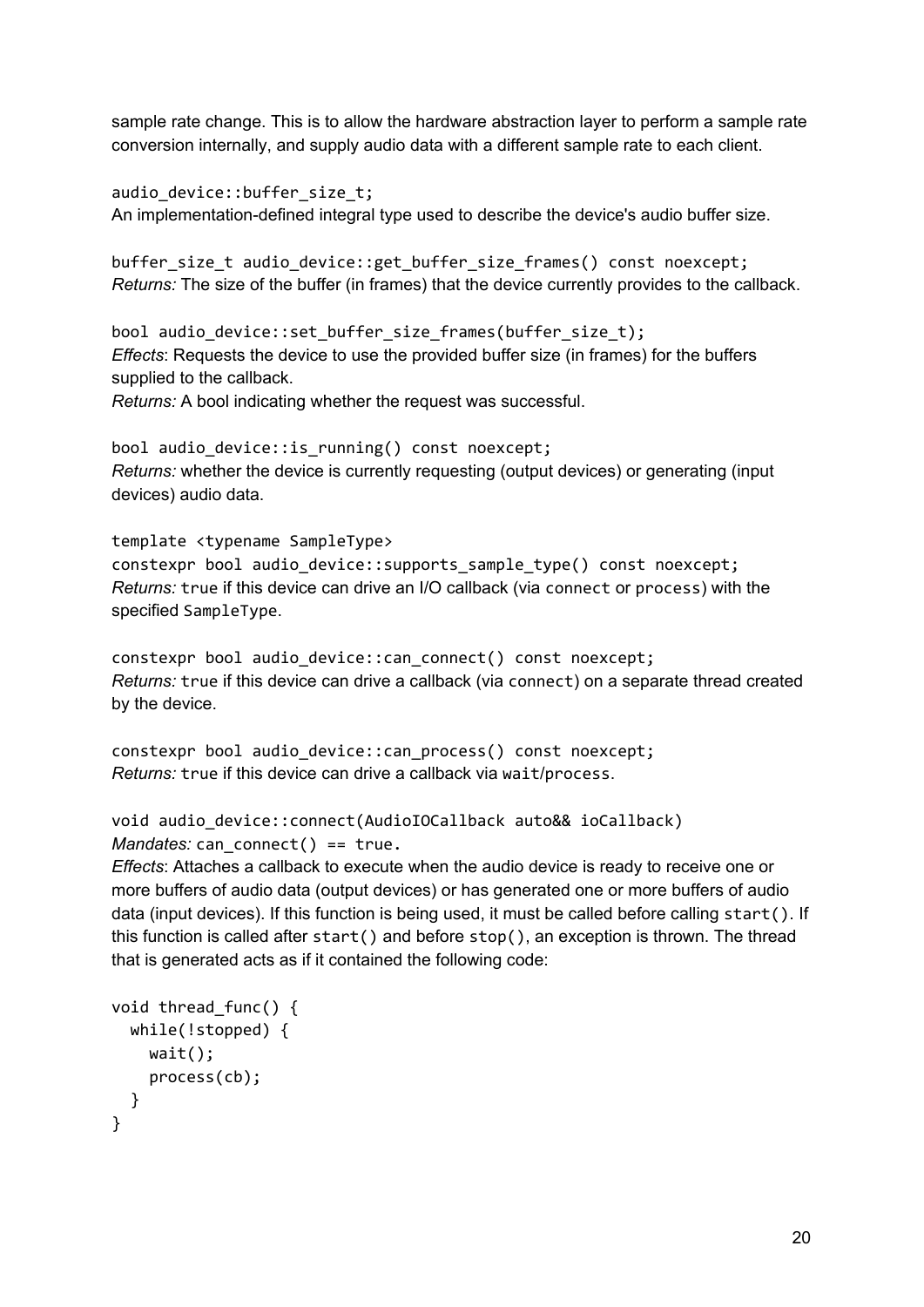sample rate change. This is to allow the hardware abstraction layer to perform a sample rate conversion internally, and supply audio data with a different sample rate to each client.

`audio_device::buffer_size_t;`
An implementation-defined integral type used to describe the device's audio buffer size.

`buffer_size_t audio_device::get_buffer_size_frames() const noexcept;`
*Returns:* The size of the buffer (in frames) that the device currently provides to the callback.

`bool audio_device::set_buffer_size_frames(buffer_size_t);`
*Effects*: Requests the device to use the provided buffer size (in frames) for the buffers supplied to the callback.
*Returns:* A bool indicating whether the request was successful.

`bool audio_device::is_running() const noexcept;`
*Returns:* whether the device is currently requesting (output devices) or generating (input devices) audio data.

```
template <typename SampleType>
constexpr bool audio_device::supports_sample_type() const noexcept;
```
*Returns:* `true` if this device can drive an I/O callback (via `connect` or `process`) with the specified `SampleType`.

`constexpr bool audio_device::can_connect() const noexcept;`
*Returns:* `true` if this device can drive a callback (via `connect`) on a separate thread created by the device.

`constexpr bool audio_device::can_process() const noexcept;`
*Returns:* `true` if this device can drive a callback via `wait`/`process`.

`void audio_device::connect(AudioIOCallback auto&& ioCallback)`
*Mandates:* `can_connect() == true.`
*Effects*: Attaches a callback to execute when the audio device is ready to receive one or more buffers of audio data (output devices) or has generated one or more buffers of audio data (input devices). If this function is being used, it must be called before calling `start()`. If this function is called after `start()` and before `stop()`, an exception is thrown. The thread that is generated acts as if it contained the following code:

```
void thread_func() {
  while(!stopped) {
    wait();
    process(cb);
  }
}
```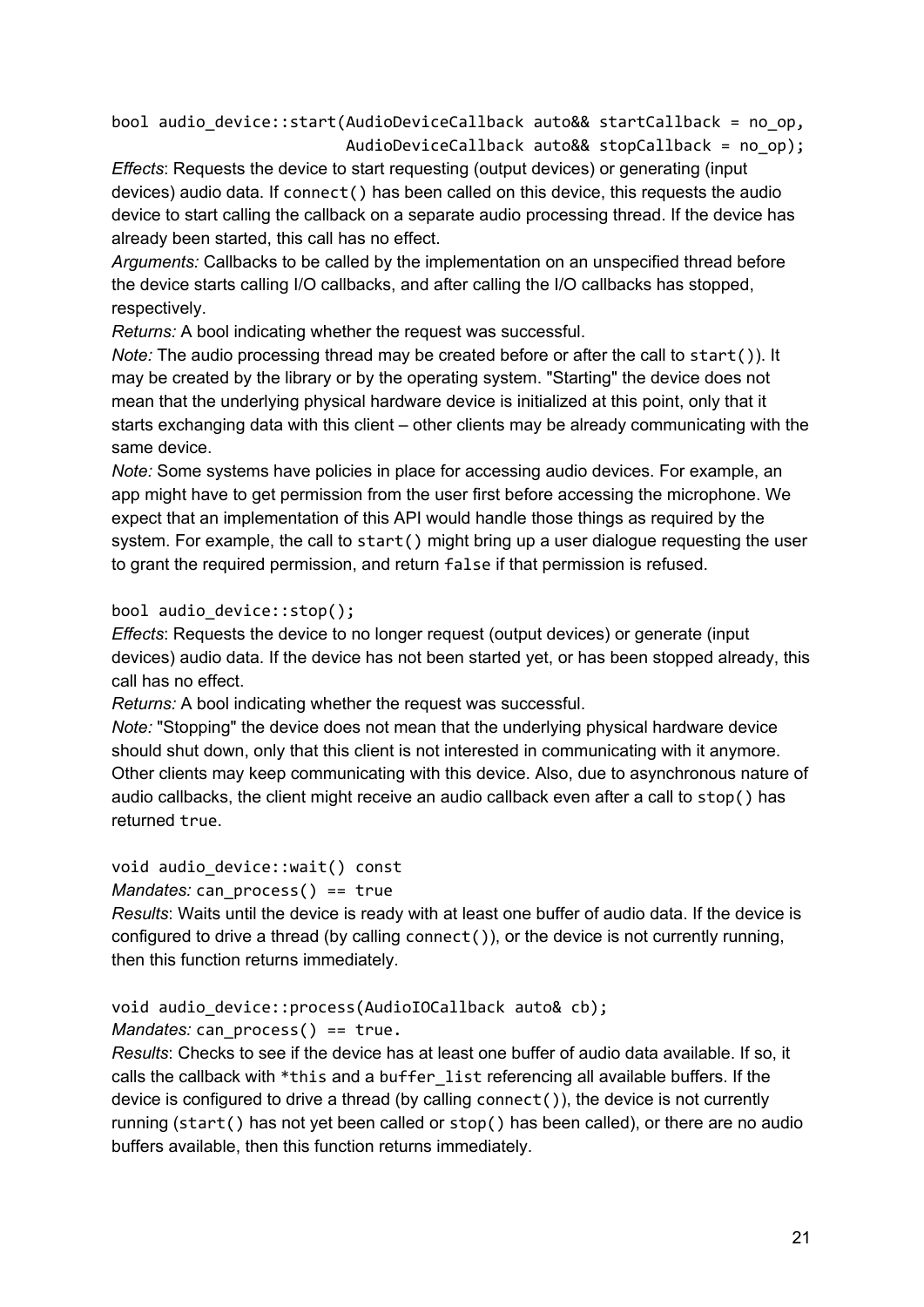```
bool audio_device::start(AudioDeviceCallback auto&& startCallback = no_op,
                         AudioDeviceCallback auto&& stopCallback = no_op);
```

*Effects*: Requests the device to start requesting (output devices) or generating (input devices) audio data. If `connect()` has been called on this device, this requests the audio device to start calling the callback on a separate audio processing thread. If the device has already been started, this call has no effect.

*Arguments:* Callbacks to be called by the implementation on an unspecified thread before the device starts calling I/O callbacks, and after calling the I/O callbacks has stopped, respectively.

*Returns:* A bool indicating whether the request was successful.

*Note:* The audio processing thread may be created before or after the call to `start()`). It may be created by the library or by the operating system. "Starting" the device does not mean that the underlying physical hardware device is initialized at this point, only that it starts exchanging data with this client – other clients may be already communicating with the same device.

*Note:* Some systems have policies in place for accessing audio devices. For example, an app might have to get permission from the user first before accessing the microphone. We expect that an implementation of this API would handle those things as required by the system. For example, the call to `start()` might bring up a user dialogue requesting the user to grant the required permission, and return `false` if that permission is refused.

```
bool audio_device::stop();
```

*Effects*: Requests the device to no longer request (output devices) or generate (input devices) audio data. If the device has not been started yet, or has been stopped already, this call has no effect.

*Returns:* A bool indicating whether the request was successful.

*Note:* "Stopping" the device does not mean that the underlying physical hardware device should shut down, only that this client is not interested in communicating with it anymore. Other clients may keep communicating with this device. Also, due to asynchronous nature of audio callbacks, the client might receive an audio callback even after a call to `stop()` has returned `true`.

```
void audio_device::wait() const
```

*Mandates:* `can_process() == true`

*Results*: Waits until the device is ready with at least one buffer of audio data. If the device is configured to drive a thread (by calling `connect()`), or the device is not currently running, then this function returns immediately.

```
void audio_device::process(AudioIOCallback auto& cb);
```

*Mandates:* `can_process() == true`.

*Results*: Checks to see if the device has at least one buffer of audio data available. If so, it calls the callback with `*this` and a `buffer_list` referencing all available buffers. If the device is configured to drive a thread (by calling `connect()`), the device is not currently running (`start()` has not yet been called or `stop()` has been called), or there are no audio buffers available, then this function returns immediately.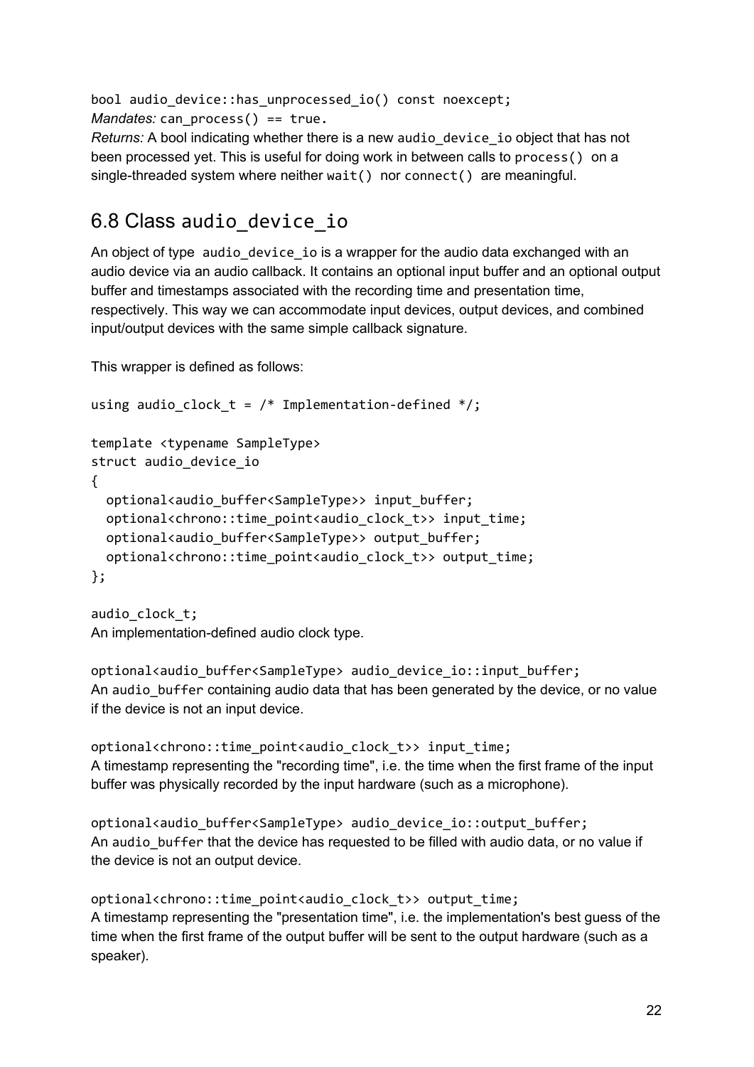`bool audio_device::has_unprocessed_io() const noexcept;`
*Mandates:* `can_process() == true`.
*Returns:* A bool indicating whether there is a new `audio_device_io` object that has not been processed yet. This is useful for doing work in between calls to `process()` on a single-threaded system where neither `wait()` nor `connect()` are meaningful.

## 6.8 Class `audio_device_io`

An object of type `audio_device_io` is a wrapper for the audio data exchanged with an audio device via an audio callback. It contains an optional input buffer and an optional output buffer and timestamps associated with the recording time and presentation time, respectively. This way we can accommodate input devices, output devices, and combined input/output devices with the same simple callback signature.

This wrapper is defined as follows:

```
using audio_clock_t = /* Implementation-defined */;

template <typename SampleType>
struct audio_device_io
{
  optional<audio_buffer<SampleType>> input_buffer;
  optional<chrono::time_point<audio_clock_t>> input_time;
  optional<audio_buffer<SampleType>> output_buffer;
  optional<chrono::time_point<audio_clock_t>> output_time;
};
```

`audio_clock_t;`
An implementation-defined audio clock type.

`optional<audio_buffer<SampleType> audio_device_io::input_buffer;`
An `audio_buffer` containing audio data that has been generated by the device, or no value if the device is not an input device.

`optional<chrono::time_point<audio_clock_t>> input_time;`
A timestamp representing the "recording time", i.e. the time when the first frame of the input buffer was physically recorded by the input hardware (such as a microphone).

`optional<audio_buffer<SampleType> audio_device_io::output_buffer;`
An `audio_buffer` that the device has requested to be filled with audio data, or no value if the device is not an output device.

`optional<chrono::time_point<audio_clock_t>> output_time;`
A timestamp representing the "presentation time", i.e. the implementation's best guess of the time when the first frame of the output buffer will be sent to the output hardware (such as a speaker).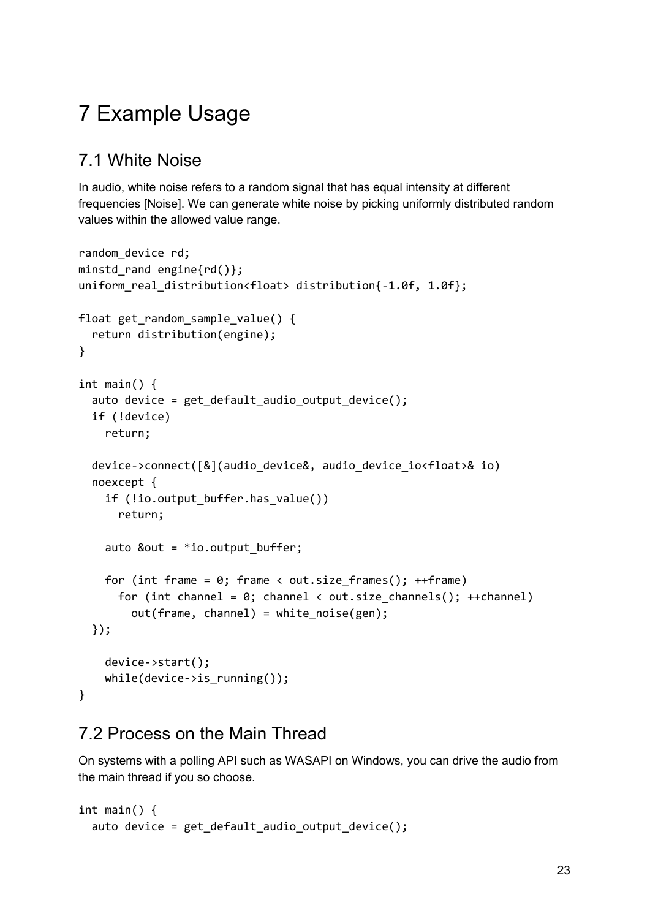# 7 Example Usage

## 7.1 White Noise

In audio, white noise refers to a random signal that has equal intensity at different frequencies [Noise]. We can generate white noise by picking uniformly distributed random values within the allowed value range.

```
random_device rd;
minstd_rand engine{rd()};
uniform_real_distribution<float> distribution{-1.0f, 1.0f};

float get_random_sample_value() {
  return distribution(engine);
}

int main() {
  auto device = get_default_audio_output_device();
  if (!device)
    return;

  device->connect([&](audio_device&, audio_device_io<float>& io)
  noexcept {
    if (!io.output_buffer.has_value())
      return;

    auto &out = *io.output_buffer;

    for (int frame = 0; frame < out.size_frames(); ++frame)
      for (int channel = 0; channel < out.size_channels(); ++channel)
        out(frame, channel) = white_noise(gen);
  });

    device->start();
    while(device->is_running());
}
```

## 7.2 Process on the Main Thread

On systems with a polling API such as WASAPI on Windows, you can drive the audio from the main thread if you so choose.

```
int main() {
  auto device = get_default_audio_output_device();
```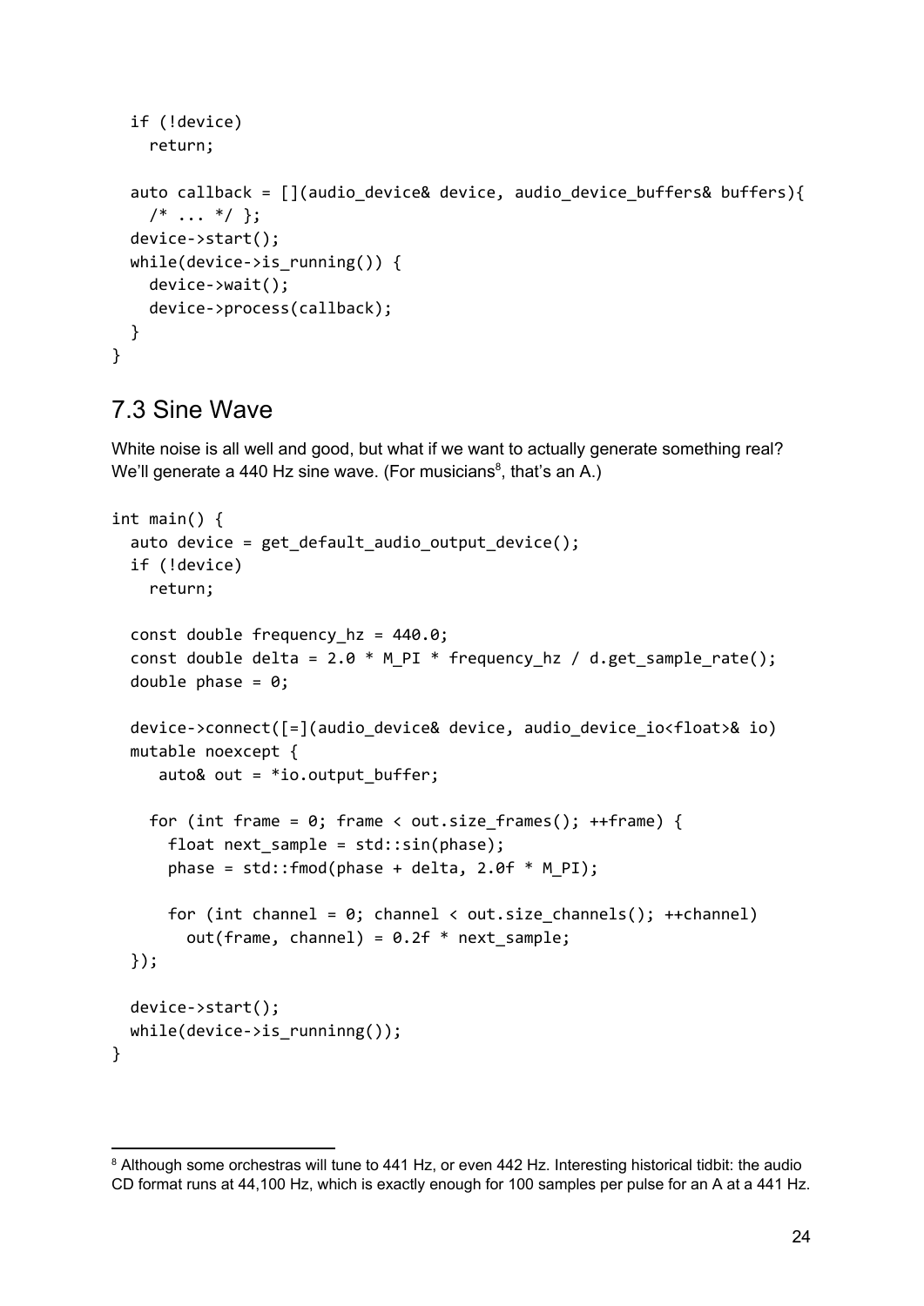```
  if (!device)
    return;

  auto callback = [](audio_device& device, audio_device_buffers& buffers){
    /* ... */ };
  device->start();
  while(device->is_running()) {
    device->wait();
    device->process(callback);
  }
}
```

## 7.3 Sine Wave

White noise is all well and good, but what if we want to actually generate something real? We'll generate a 440 Hz sine wave. (For musicians[8], that's an A.)

```
int main() {
  auto device = get_default_audio_output_device();
  if (!device)
    return;

  const double frequency_hz = 440.0;
  const double delta = 2.0 * M_PI * frequency_hz / d.get_sample_rate();
  double phase = 0;

  device->connect([=](audio_device& device, audio_device_io<float>& io)
  mutable noexcept {
     auto& out = *io.output_buffer;

    for (int frame = 0; frame < out.size_frames(); ++frame) {
      float next_sample = std::sin(phase);
      phase = std::fmod(phase + delta, 2.0f * M_PI);

      for (int channel = 0; channel < out.size_channels(); ++channel)
        out(frame, channel) = 0.2f * next_sample;
  });

  device->start();
  while(device->is_runninng());
}
```

[8] Although some orchestras will tune to 441 Hz, or even 442 Hz. Interesting historical tidbit: the audio CD format runs at 44,100 Hz, which is exactly enough for 100 samples per pulse for an A at a 441 Hz.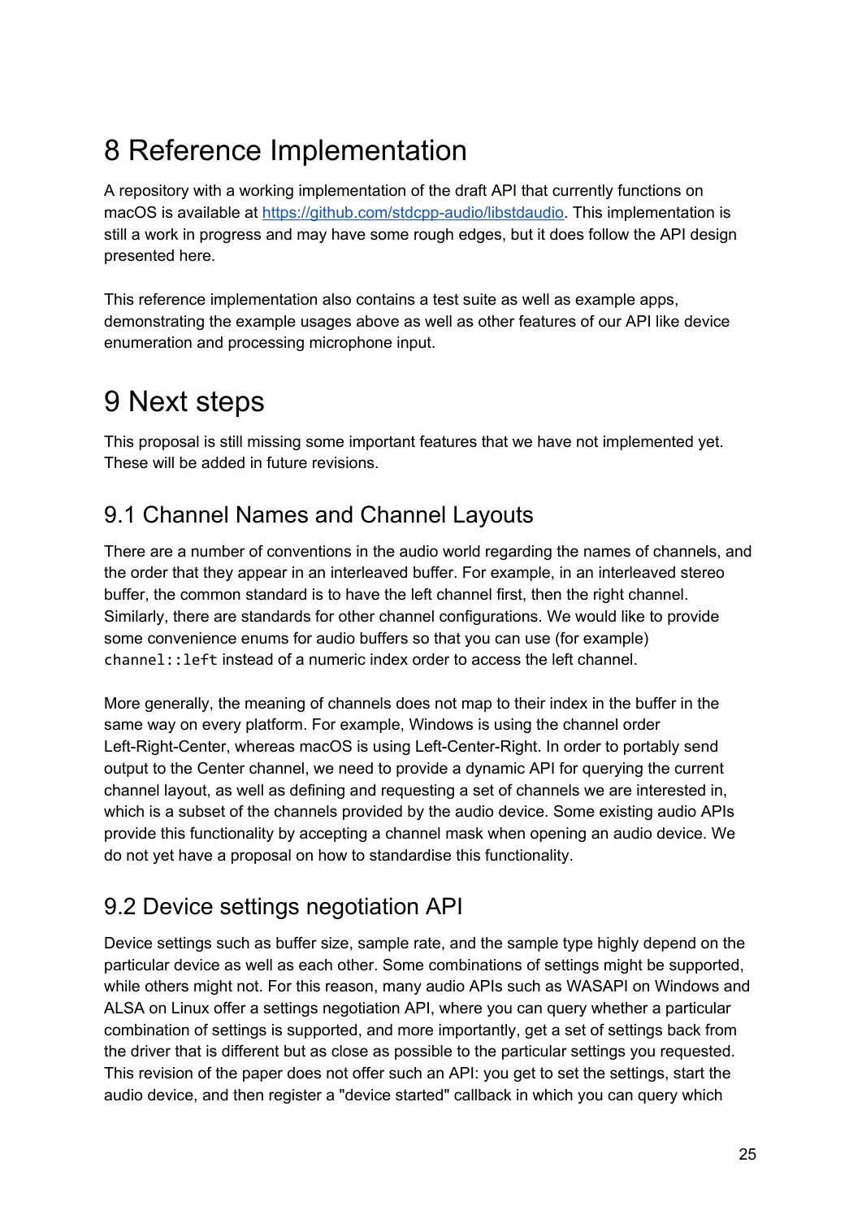# 8 Reference Implementation

A repository with a working implementation of the draft API that currently functions on macOS is available at [https://github.com/stdcpp-audio/libstdaudio](https://github.com/stdcpp-audio/libstdaudio). This implementation is still a work in progress and may have some rough edges, but it does follow the API design presented here.

This reference implementation also contains a test suite as well as example apps, demonstrating the example usages above as well as other features of our API like device enumeration and processing microphone input.

# 9 Next steps

This proposal is still missing some important features that we have not implemented yet. These will be added in future revisions.

## 9.1 Channel Names and Channel Layouts

There are a number of conventions in the audio world regarding the names of channels, and the order that they appear in an interleaved buffer. For example, in an interleaved stereo buffer, the common standard is to have the left channel first, then the right channel. Similarly, there are standards for other channel configurations. We would like to provide some convenience enums for audio buffers so that you can use (for example) `channel::left` instead of a numeric index order to access the left channel.

More generally, the meaning of channels does not map to their index in the buffer in the same way on every platform. For example, Windows is using the channel order Left-Right-Center, whereas macOS is using Left-Center-Right. In order to portably send output to the Center channel, we need to provide a dynamic API for querying the current channel layout, as well as defining and requesting a set of channels we are interested in, which is a subset of the channels provided by the audio device. Some existing audio APIs provide this functionality by accepting a channel mask when opening an audio device. We do not yet have a proposal on how to standardise this functionality.

## 9.2 Device settings negotiation API

Device settings such as buffer size, sample rate, and the sample type highly depend on the particular device as well as each other. Some combinations of settings might be supported, while others might not. For this reason, many audio APIs such as WASAPI on Windows and ALSA on Linux offer a settings negotiation API, where you can query whether a particular combination of settings is supported, and more importantly, get a set of settings back from the driver that is different but as close as possible to the particular settings you requested. This revision of the paper does not offer such an API: you get to set the settings, start the audio device, and then register a "device started" callback in which you can query which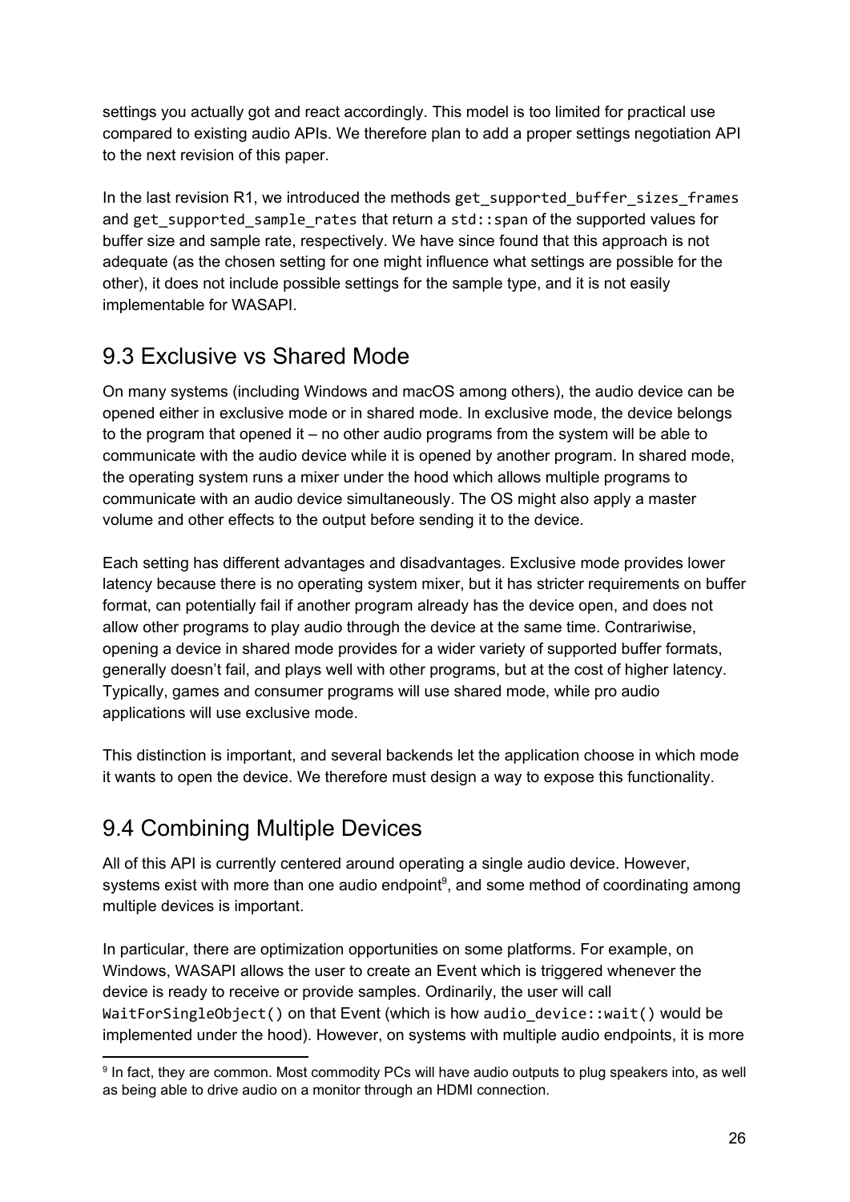settings you actually got and react accordingly. This model is too limited for practical use compared to existing audio APIs. We therefore plan to add a proper settings negotiation API to the next revision of this paper.

In the last revision R1, we introduced the methods `get_supported_buffer_sizes_frames` and `get_supported_sample_rates` that return a `std::span` of the supported values for buffer size and sample rate, respectively. We have since found that this approach is not adequate (as the chosen setting for one might influence what settings are possible for the other), it does not include possible settings for the sample type, and it is not easily implementable for WASAPI.

## 9.3 Exclusive vs Shared Mode

On many systems (including Windows and macOS among others), the audio device can be opened either in exclusive mode or in shared mode. In exclusive mode, the device belongs to the program that opened it – no other audio programs from the system will be able to communicate with the audio device while it is opened by another program. In shared mode, the operating system runs a mixer under the hood which allows multiple programs to communicate with an audio device simultaneously. The OS might also apply a master volume and other effects to the output before sending it to the device.

Each setting has different advantages and disadvantages. Exclusive mode provides lower latency because there is no operating system mixer, but it has stricter requirements on buffer format, can potentially fail if another program already has the device open, and does not allow other programs to play audio through the device at the same time. Contrariwise, opening a device in shared mode provides for a wider variety of supported buffer formats, generally doesn't fail, and plays well with other programs, but at the cost of higher latency. Typically, games and consumer programs will use shared mode, while pro audio applications will use exclusive mode.

This distinction is important, and several backends let the application choose in which mode it wants to open the device. We therefore must design a way to expose this functionality.

## 9.4 Combining Multiple Devices

All of this API is currently centered around operating a single audio device. However, systems exist with more than one audio endpoint[9], and some method of coordinating among multiple devices is important.

In particular, there are optimization opportunities on some platforms. For example, on Windows, WASAPI allows the user to create an Event which is triggered whenever the device is ready to receive or provide samples. Ordinarily, the user will call `WaitForSingleObject()` on that Event (which is how `audio_device::wait()` would be implemented under the hood). However, on systems with multiple audio endpoints, it is more

[9] In fact, they are common. Most commodity PCs will have audio outputs to plug speakers into, as well as being able to drive audio on a monitor through an HDMI connection.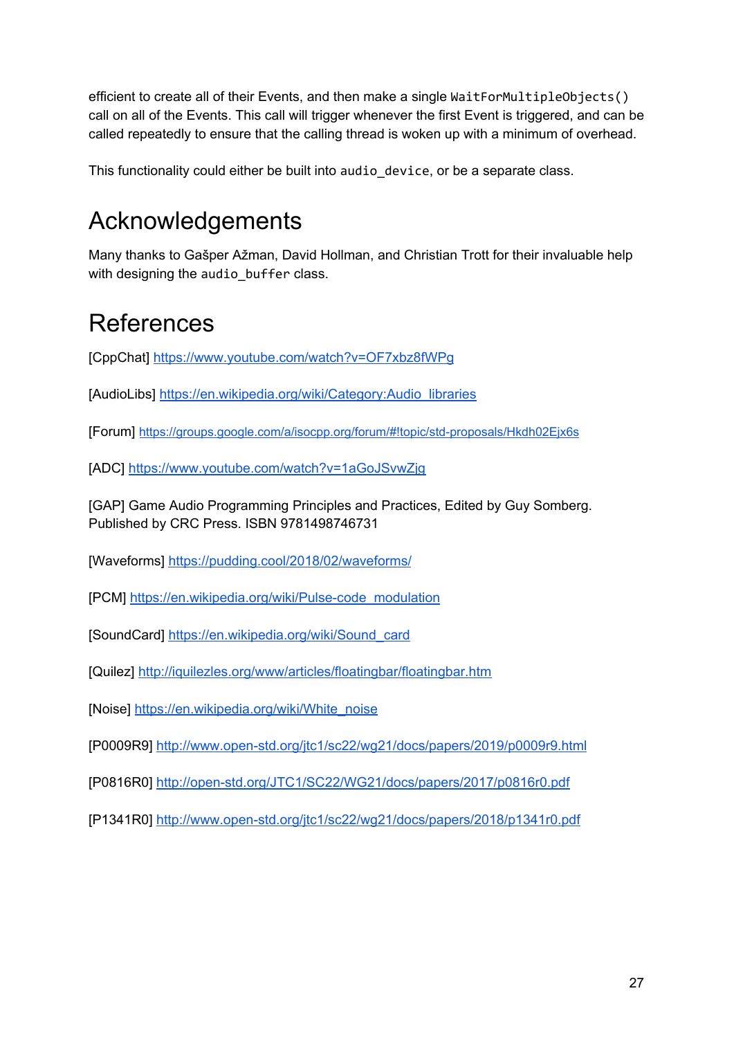efficient to create all of their Events, and then make a single `WaitForMultipleObjects()` call on all of the Events. This call will trigger whenever the first Event is triggered, and can be called repeatedly to ensure that the calling thread is woken up with a minimum of overhead.

This functionality could either be built into `audio_device`, or be a separate class.

# Acknowledgements

Many thanks to Gašper Ažman, David Hollman, and Christian Trott for their invaluable help with designing the `audio_buffer` class.

# References

[CppChat] https://www.youtube.com/watch?v=OF7xbz8fWPg

[AudioLibs] https://en.wikipedia.org/wiki/Category:Audio_libraries

[Forum] https://groups.google.com/a/isocpp.org/forum/#!topic/std-proposals/Hkdh02Ejx6s

[ADC] https://www.youtube.com/watch?v=1aGoJSvwZjg

[GAP] Game Audio Programming Principles and Practices, Edited by Guy Somberg. Published by CRC Press. ISBN 9781498746731

[Waveforms] https://pudding.cool/2018/02/waveforms/

[PCM] https://en.wikipedia.org/wiki/Pulse-code_modulation

[SoundCard] https://en.wikipedia.org/wiki/Sound_card

[Quilez] http://iquilezles.org/www/articles/floatingbar/floatingbar.htm

[Noise] https://en.wikipedia.org/wiki/White_noise

[P0009R9] http://www.open-std.org/jtc1/sc22/wg21/docs/papers/2019/p0009r9.html

[P0816R0] http://open-std.org/JTC1/SC22/WG21/docs/papers/2017/p0816r0.pdf

[P1341R0] http://www.open-std.org/jtc1/sc22/wg21/docs/papers/2018/p1341r0.pdf